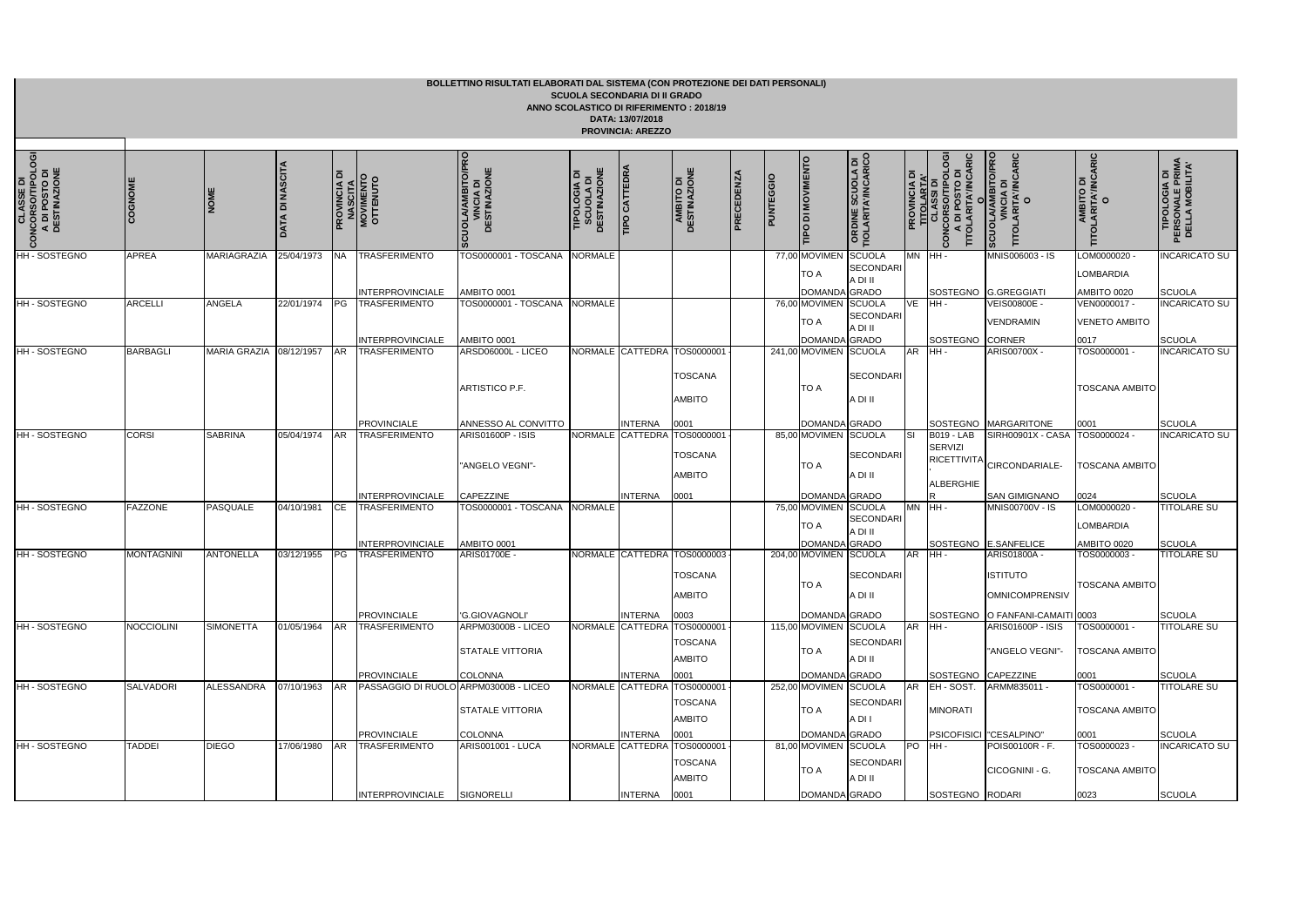**BOLLETTINO RISULTATI ELABORATI DAL SISTEMA (CON PROTEZIONE DEI DATI PERSONALI)**
**SCUOLA SECONDARIA DI II GRADO**
**ANNO SCOLASTICO DI RIFERIMENTO : 2018/19**
**DATA: 13/07/2018**
**PROVINCIA: AREZZO**

| CLASSE DI CONCORSO/TIPOLOGIA DI POSTO DI DESTINAZIONE | COGNOME | NOME | DATA DI NASCITA | PROVINCIA DI NASCITA | MOVIMENTO OTTENUTO | SCUOLA/AMBITO/PROVINCIA DI DESTINAZIONE | TIPOLOGIA DI SCUOLA DI DESTINAZIONE | TIPO CATTEDRA | AMBITO DI DESTINAZIONE | PRECEDENZA | PUNTEGGIO | TIPO DI MOVIMENTO | ORDINE SCUOLA DI TITOLARITA'/INCARICO | PROVINCIA DI TITOLARITA' | CLASSI DI CONCORSO/TIPOLOGIA DI POSTO DI TITOLARITA'/INCARICO | SCUOLA/AMBITO/PROVINCIA DI TITOLARITA'/INCARICO | AMBITO DI TITOLARITA'/INCARICO | TIPOLOGIA DI PERSONALE PRIMA DELLA MOBILITA' |
|---|---|---|---|---|---|---|---|---|---|---|---|---|---|---|---|---|---|---|
| HH - SOSTEGNO | APREA | MARIAGRAZIA | 25/04/1973 | NA | TRASFERIMENTO INTERPROVINCIALE | TOS0000001 - TOSCANA AMBITO 0001 | NORMALE | | | | 77,00 | MOVIMENTO A DOMANDA | SCUOLA SECONDARIA DI II GRADO | MN | HH - SOSTEGNO | MNIS006003 - IS G.GREGGIATI | LOM0000020 - LOMBARDIA AMBITO 0020 | INCARICATO SU SCUOLA |
| HH - SOSTEGNO | ARCELLI | ANGELA | 22/01/1974 | PG | TRASFERIMENTO INTERPROVINCIALE | TOS0000001 - TOSCANA AMBITO 0001 | NORMALE | | | | 76,00 | MOVIMENTO A DOMANDA | SCUOLA SECONDARIA DI II GRADO | VE | HH - SOSTEGNO | VEIS00800E - VENDRAMIN CORNER | VEN0000017 - VENETO AMBITO 0017 | INCARICATO SU SCUOLA |
| HH - SOSTEGNO | BARBAGLI | MARIA GRAZIA | 08/12/1957 | AR | TRASFERIMENTO PROVINCIALE | ARSD06000L - LICEO ARTISTICO P.F. ANNESSO AL CONVITTO | NORMALE | CATTEDRA INTERNA | TOS0000001 - TOSCANA AMBITO 0001 | | 241,00 | MOVIMENTO A DOMANDA | SCUOLA SECONDARIA DI II GRADO | AR | HH - SOSTEGNO | ARIS00700X - MARGARITONE | TOS0000001 - TOSCANA AMBITO 0001 | INCARICATO SU SCUOLA |
| HH - SOSTEGNO | CORSI | SABRINA | 05/04/1974 | AR | TRASFERIMENTO INTERPROVINCIALE | ARIS01600P - ISIS "ANGELO VEGNI"- CAPEZZINE | NORMALE | CATTEDRA INTERNA | TOS0000001 - TOSCANA AMBITO 0001 | | 85,00 | MOVIMENTO A DOMANDA | SCUOLA SECONDARIA DI II GRADO | SI | B019 - LAB SERVIZI RICETTIVITA'. ALBERGHIER | SIRH00901X - CASA CIRCONDARIALE- SAN GIMIGNANO | TOS0000024 - TOSCANA AMBITO 0024 | INCARICATO SU SCUOLA |
| HH - SOSTEGNO | FAZZONE | PASQUALE | 04/10/1981 | CE | TRASFERIMENTO INTERPROVINCIALE | TOS0000001 - TOSCANA AMBITO 0001 | NORMALE | | | | 75,00 | MOVIMENTO A DOMANDA | SCUOLA SECONDARIA DI II GRADO | MN | HH - SOSTEGNO | MNIS00700V - IS E.SANFELICE | LOM0000020 - LOMBARDIA AMBITO 0020 | TITOLARE SU SCUOLA |
| HH - SOSTEGNO | MONTAGNINI | ANTONELLA | 03/12/1955 | PG | TRASFERIMENTO PROVINCIALE | ARIS01700E - 'G.GIOVAGNOLI' | NORMALE | CATTEDRA INTERNA | TOS0000003 - TOSCANA AMBITO 0003 | | 204,00 | MOVIMENTO A DOMANDA | SCUOLA SECONDARIA DI II GRADO | AR | HH - SOSTEGNO | ARIS01800A - ISTITUTO OMNICOMPRENSIVO FANFANI-CAMAITI | TOS0000003 - TOSCANA AMBITO 0003 | TITOLARE SU SCUOLA |
| HH - SOSTEGNO | NOCCIOLINI | SIMONETTA | 01/05/1964 | AR | TRASFERIMENTO PROVINCIALE | ARPM03000B - LICEO STATALE VITTORIA COLONNA | NORMALE | CATTEDRA INTERNA | TOS0000001 - TOSCANA AMBITO 0001 | | 115,00 | MOVIMENTO A DOMANDA | SCUOLA SECONDARIA DI II GRADO | AR | HH - SOSTEGNO | ARIS01600P - ISIS "ANGELO VEGNI"- CAPEZZINE | TOS0000001 - TOSCANA AMBITO 0001 | TITOLARE SU SCUOLA |
| HH - SOSTEGNO | SALVADORI | ALESSANDRA | 07/10/1963 | AR | PASSAGGIO DI RUOLO PROVINCIALE | ARPM03000B - LICEO STATALE VITTORIA COLONNA | NORMALE | CATTEDRA INTERNA | TOS0000001 - TOSCANA AMBITO 0001 | | 252,00 | MOVIMENTO A DOMANDA | SCUOLA SECONDARIA DI I GRADO | AR | EH - SOST. MINORATI PSICOFISICI | ARMM835011 - "CESALPINO" | TOS0000001 - TOSCANA AMBITO 0001 | TITOLARE SU SCUOLA |
| HH - SOSTEGNO | TADDEI | DIEGO | 17/06/1980 | AR | TRASFERIMENTO INTERPROVINCIALE | ARIS001001 - LUCA SIGNORELLI | NORMALE | CATTEDRA INTERNA | TOS0000001 - TOSCANA AMBITO 0001 | | 81,00 | MOVIMENTO A DOMANDA | SCUOLA SECONDARIA DI II GRADO | PO | HH - SOSTEGNO | POIS00100R - F. CICOGNINI - G. RODARI | TOS0000023 - TOSCANA AMBITO 0023 | INCARICATO SU SCUOLA |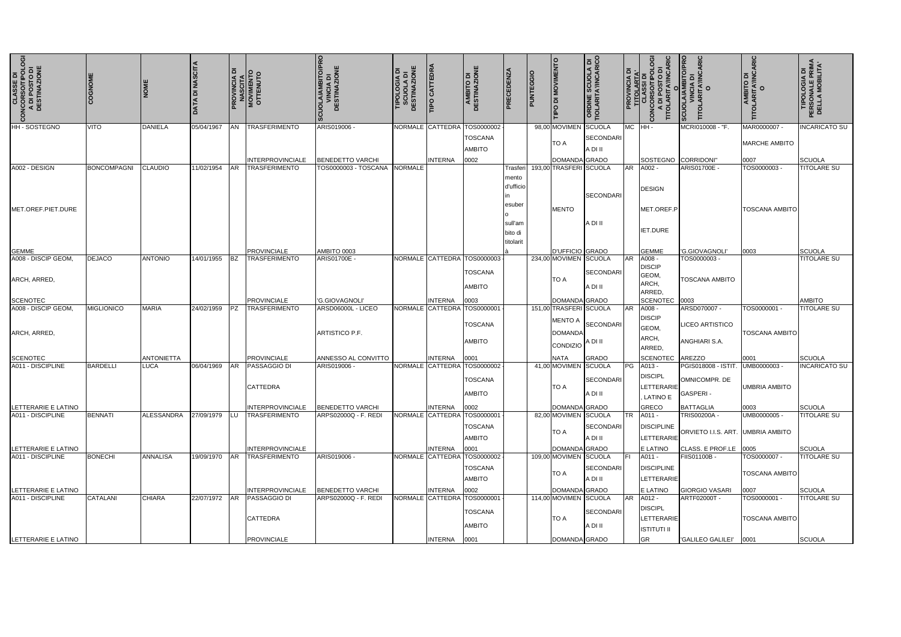| CLASSE DI CONCORSO/TIPOLOGIA DI POSTO DI DESTINAZIONE | COGNOME | NOME | DATA DI NASCITA | PROVINCIA DI NASCITA | MOVIMENTO OTTENUTO | SCUOLA/AMBITO/PROVINCIA DI DESTINAZIONE | TIPOLOGIA DI SCUOLA DI DESTINAZIONE | TIPO CATTEDRA | AMBITO DI DESTINAZIONE | PRECEDENZA | PUNTEGGIO | TIPO DI MOVIMENTO | ORDINE SCUOLA DI TITOLARITA'/INCARICO | PROVINCIA DI TITOLARTA' | CLASSI DI CONCORSO/TIPOLOGIA DI POSTO DI TITOLARITA'/INCARICO | SCUOLA/AMBITO/PROVINCIA DI TITOLARITA'/INCARICO | AMBITO DI TITOLARITA'/INCARICO | TIPOLOGIA DI PERSONALE PRIMA DELLA MOBILITA' |
|---|---|---|---|---|---|---|---|---|---|---|---|---|---|---|---|---|---|---|
| HH - SOSTEGNO | VITO | DANIELA | 05/04/1967 | AN | TRASFERIMENTO INTERPROVINCIALE | ARIS019006 - BENEDETTO VARCHI | NORMALE | CATTEDRA INTERNA | TOS0000002 - TOSCANA AMBITO 0002 | | 98,00 | MOVIMENTO A DOMANDA | SCUOLA SECONDARIA DI II GRADO | MC | HH - SOSTEGNO | MCRI010008 - "F. CORRIDONI" | MAR0000007 - MARCHE AMBITO 0007 | INCARICATO SU SCUOLA |
| A002 - DESIGN MET.OREF.PIET.DURE GEMME | BONCOMPAGNI | CLAUDIO | 11/02/1954 | AR | TRASFERIMENTO PROVINCIALE | TOS0000003 - TOSCANA AMBITO 0003 | NORMALE | | | Trasferimento d'ufficio in esubero sull'ambito di titolarità | 193,00 | TRASFERIMENTO D'UFFICIO | SCUOLA SECONDARIA DI II GRADO | AR | A002 - DESIGN MET.OREF.PIET.DURE GEMME | ARIS01700E - 'G.GIOVAGNOLI' | TOS0000003 - TOSCANA AMBITO 0003 | TITOLARE SU SCUOLA |
| A008 - DISCIP GEOM, ARCH, ARRED, SCENOTEC | DEJACO | ANTONIO | 14/01/1955 | BZ | TRASFERIMENTO PROVINCIALE | ARIS01700E - 'G.GIOVAGNOLI' | NORMALE | CATTEDRA INTERNA | TOS0000003 - TOSCANA AMBITO 0003 | | 234,00 | MOVIMENTO A DOMANDA | SCUOLA SECONDARIA DI II GRADO | AR | A008 - DISCIP GEOM, ARCH, ARRED, SCENOTEC | TOS0000003 - TOSCANA AMBITO 0003 | | TITOLARE SU AMBITO |
| A008 - DISCIP GEOM, ARCH, ARRED, SCENOTEC | MIGLIONICO | MARIA ANTONIETTA | 24/02/1959 | PZ | TRASFERIMENTO PROVINCIALE | ARSD06000L - LICEO ARTISTICO P.F. ANNESSO AL CONVITTO | NORMALE | CATTEDRA INTERNA | TOS0000001 - TOSCANA AMBITO 0001 | | 151,00 | TRASFERIMENTO A DOMANDA CONDIZIONATA | SCUOLA SECONDARIA DI II GRADO | AR | A008 - DISCIP GEOM, ARCH, ARRED, SCENOTEC | ARSD070007 - LICEO ARTISTICO ANGHIARI S.A. AREZZO | TOS0000001 - TOSCANA AMBITO 0001 | TITOLARE SU SCUOLA |
| A011 - DISCIPLINE LETTERARIE E LATINO | BARDELLI | LUCA | 06/04/1969 | AR | PASSAGGIO DI CATTEDRA INTERPROVINCIALE | ARIS019006 - BENEDETTO VARCHI | NORMALE | CATTEDRA INTERNA | TOS0000002 - TOSCANA AMBITO 0002 | | 41,00 | MOVIMENTO A DOMANDA | SCUOLA SECONDARIA DI II GRADO | PG | A013 - DISCIPL LETTERARIE, LATINO E GRECO | PGIS018008 - ISTIT. OMNICOMPR. DE GASPERI - BATTAGLIA | UMB0000003 - UMBRIA AMBITO 0003 | INCARICATO SU SCUOLA |
| A011 - DISCIPLINE LETTERARIE E LATINO | BENNATI | ALESSANDRA | 27/09/1979 | LU | TRASFERIMENTO INTERPROVINCIALE | ARPS02000Q - F. REDI | NORMALE | CATTEDRA INTERNA | TOS0000001 - TOSCANA AMBITO 0001 | | 82,00 | MOVIMENTO A DOMANDA | SCUOLA SECONDARIA DI II GRADO | TR | A011 - DISCIPLINE LETTERARIE E LATINO | TRIS00200A - ORVIETO I.I.S. ART. CLASS. E PROF.LE | UMB0000005 - UMBRIA AMBITO 0005 | TITOLARE SU SCUOLA |
| A011 - DISCIPLINE LETTERARIE E LATINO | BONECHI | ANNALISA | 19/09/1970 | AR | TRASFERIMENTO INTERPROVINCIALE | ARIS019006 - BENEDETTO VARCHI | NORMALE | CATTEDRA INTERNA | TOS0000002 - TOSCANA AMBITO 0002 | | 109,00 | MOVIMENTO A DOMANDA | SCUOLA SECONDARIA DI II GRADO | FI | A011 - DISCIPLINE LETTERARIE E LATINO | FIIS01100B - GIORGIO VASARI | TOS0000007 - TOSCANA AMBITO 0007 | TITOLARE SU SCUOLA |
| A011 - DISCIPLINE LETTERARIE E LATINO | CATALANI | CHIARA | 22/07/1972 | AR | PASSAGGIO DI CATTEDRA PROVINCIALE | ARPS02000Q - F. REDI | NORMALE | CATTEDRA INTERNA | TOS0000001 - TOSCANA AMBITO 0001 | | 114,00 | MOVIMENTO A DOMANDA | SCUOLA SECONDARIA DI II GRADO | AR | A012 - DISCIPL LETTERARIE ISTITUTI II GR | ARTF02000T - 'GALILEO GALILEI' | TOS0000001 - TOSCANA AMBITO 0001 | TITOLARE SU SCUOLA |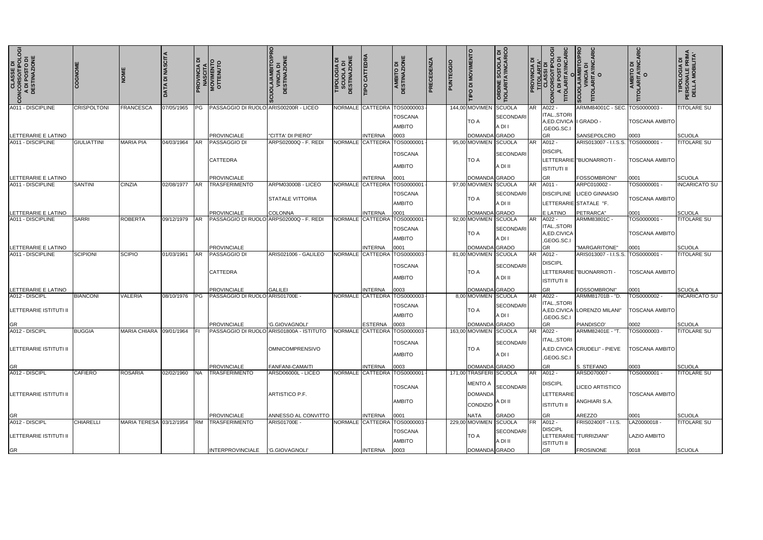| CLASSE DI CONCORSO/TIPOLOGIA DI POSTO DI DESTINAZIONE | COGNOME | NOME | DATA DI NASCITA | PROVINCIA DI NASCITA | MOVIMENTO OTTENUTO | SCUOLA/AMBITO/PROVINCIA DI DESTINAZIONE | TIPOLOGIA DI SCUOLA DI DESTINAZIONE | TIPO CATTEDRA | AMBITO DI DESTINAZIONE | PRECEDENZA | PUNTEGGIO | TIPO DI MOVIMENTO | ORDINE SCUOLA DI TITOLARITA'/INCARICO | PROVINCIA DI TITOLARITA' | CLASSI DI CONCORSO/TIPOLOGIA DI POSTO DI TITOLARITA'/INCARICO | SCUOLA/AMBITO/PROVINCIA DI TITOLARITA'/INCARICO | AMBITO DI TITOLARITA'/INCARICO | TIPOLOGIA DI PERSONALE PRIMA DELLA MOBILITA' |
|---|---|---|---|---|---|---|---|---|---|---|---|---|---|---|---|---|---|---|
| A011 - DISCIPLINE LETTERARIE E LATINO | CRISPOLTONI | FRANCESCA | 07/05/1965 | PG | PASSAGGIO DI RUOLO PROVINCIALE | ARIS00200R - LICEO "CITTA' DI PIERO" | NORMALE | CATTEDRA INTERNA | TOS0000003 - TOSCANA AMBITO 0003 | | 144,00 | MOVIMENTO A DOMANDA | SCUOLA SECONDARIA DI I GRADO | AR | A022 - ITAL.,STORIA,ED.CIVICA,GEOG.SC.I GR | ARMM84001C - SEC. I GRADO - SANSEPOLCRO | TOS0000003 - TOSCANA AMBITO 0003 | TITOLARE SU SCUOLA |
| A011 - DISCIPLINE LETTERARIE E LATINO | GIULIATTINI | MARIA PIA | 04/03/1964 | AR | PASSAGGIO DI CATTEDRA PROVINCIALE | ARPS02000Q - F. REDI | NORMALE | CATTEDRA INTERNA | TOS0000001 - TOSCANA AMBITO 0001 | | 95,00 | MOVIMENTO A DOMANDA | SCUOLA SECONDARIA DI II GRADO | AR | A012 - DISCIPL LETTERARIE ISTITUTI II GR | ARIS013007 - I.I.S.S. "BUONARROTI - FOSSOMBRONI" | TOS0000001 - TOSCANA AMBITO 0001 | TITOLARE SU SCUOLA |
| A011 - DISCIPLINE LETTERARIE E LATINO | SANTINI | CINZIA | 02/08/1977 | AR | TRASFERIMENTO PROVINCIALE | ARPM03000B - LICEO STATALE VITTORIA COLONNA | NORMALE | CATTEDRA INTERNA | TOS0000001 - TOSCANA AMBITO 0001 | | 97,00 | MOVIMENTO A DOMANDA | SCUOLA SECONDARIA DI II GRADO | AR | A011 - DISCIPLINE LETTERARIE E LATINO | ARPC010002 - LICEO GINNASIO STATALE "F. PETRARCA" | TOS0000001 - TOSCANA AMBITO 0001 | INCARICATO SU SCUOLA |
| A011 - DISCIPLINE LETTERARIE E LATINO | SARRI | ROBERTA | 09/12/1979 | AR | PASSAGGIO DI RUOLO PROVINCIALE | ARPS02000Q - F. REDI | NORMALE | CATTEDRA INTERNA | TOS0000001 - TOSCANA AMBITO 0001 | | 92,00 | MOVIMENTO A DOMANDA | SCUOLA SECONDARIA DI I GRADO | AR | A022 - ITAL.,STORIA,ED.CIVICA,GEOG.SC.I GR | ARMM83801C - "MARGARITONE" | TOS0000001 - TOSCANA AMBITO 0001 | TITOLARE SU SCUOLA |
| A011 - DISCIPLINE LETTERARIE E LATINO | SCIPIONI | SCIPIO | 01/03/1961 | AR | PASSAGGIO DI CATTEDRA PROVINCIALE | ARIS021006 - GALILEO GALILEI | NORMALE | CATTEDRA INTERNA | TOS0000003 - TOSCANA AMBITO 0003 | | 81,00 | MOVIMENTO A DOMANDA | SCUOLA SECONDARIA DI II GRADO | AR | A012 - DISCIPL LETTERARIE ISTITUTI II GR | ARIS013007 - I.I.S.S. "BUONARROTI - FOSSOMBRONI" | TOS0000001 - TOSCANA AMBITO 0001 | TITOLARE SU SCUOLA |
| A012 - DISCIPL LETTERARIE ISTITUTI II GR | BIANCONI | VALERIA | 08/10/1976 | PG | PASSAGGIO DI RUOLO PROVINCIALE | ARIS01700E - 'G.GIOVAGNOLI' | NORMALE | CATTEDRA ESTERNA | TOS0000003 - TOSCANA AMBITO 0003 | | 8,00 | MOVIMENTO A DOMANDA | SCUOLA SECONDARIA DI I GRADO | AR | A022 - ITAL.,STORIA,ED.CIVICA,GEOG.SC.I GR | ARMM81701B - "D. LORENZO MILANI" PIANDISCO' | TOS0000002 - TOSCANA AMBITO 0002 | INCARICATO SU SCUOLA |
| A012 - DISCIPL LETTERARIE ISTITUTI II GR | BUGGIA | MARIA CHIARA | 09/01/1964 | FI | PASSAGGIO DI RUOLO PROVINCIALE | ARIS01800A - ISTITUTO OMNICOMPRENSIVO FANFANI-CAMAITI | NORMALE | CATTEDRA INTERNA | TOS0000003 - TOSCANA AMBITO 0003 | | 163,00 | MOVIMENTO A DOMANDA | SCUOLA SECONDARIA DI I GRADO | AR | A022 - ITAL.,STORIA,ED.CIVICA,GEOG.SC.I GR | ARMM82401E - "T. CRUDELI" - PIEVE S. STEFANO | TOS0000003 - TOSCANA AMBITO 0003 | TITOLARE SU SCUOLA |
| A012 - DISCIPL LETTERARIE ISTITUTI II GR | CAFIERO | ROSARIA | 02/02/1960 | NA | TRASFERIMENTO PROVINCIALE | ARSD06000L - LICEO ARTISTICO P.F. ANNESSO AL CONVITTO | NORMALE | CATTEDRA INTERNA | TOS0000001 - TOSCANA AMBITO 0001 | | 171,00 | TRASFERIMENTO A DOMANDA CONDIZIONATA | SCUOLA SECONDARIA DI II GRADO | AR | A012 - DISCIPL LETTERARIE ISTITUTI II GR | ARSD070007 - LICEO ARTISTICO ANGHIARI S.A. AREZZO | TOS0000001 - TOSCANA AMBITO 0001 | TITOLARE SU SCUOLA |
| A012 - DISCIPL LETTERARIE ISTITUTI II GR | CHIARELLI | MARIA TERESA | 03/12/1954 | RM | TRASFERIMENTO INTERPROVINCIALE | ARIS01700E - 'G.GIOVAGNOLI' | NORMALE | CATTEDRA INTERNA | TOS0000003 - TOSCANA AMBITO 0003 | | 229,00 | MOVIMENTO A DOMANDA | SCUOLA SECONDARIA DI II GRADO | FR | A012 - DISCIPL LETTERARIE ISTITUTI II GR | FRIS02400T - I.I.S. "TURRIZIANI" FROSINONE | LAZ0000018 - LAZIO AMBITO 0018 | TITOLARE SU SCUOLA |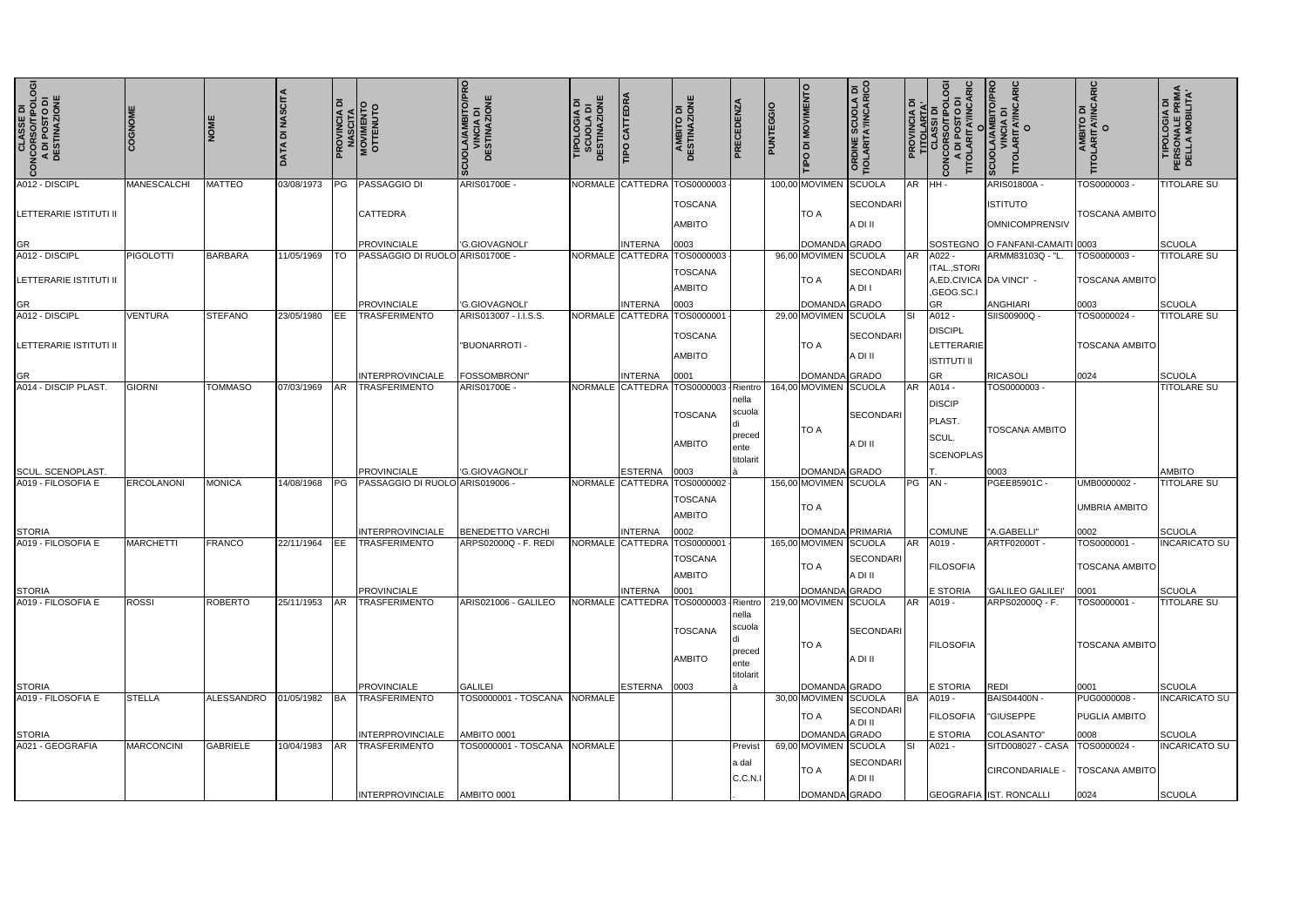| CLASSE DI CONCORSO/TIPOLOGIA DI POSTO DI DESTINAZIONE | COGNOME | NOME | DATA DI NASCITA | PROVINCIA DI NASCITA | MOVIMENTO OTTENUTO | SCUOLA/AMBITO/PROVINCIA DI DESTINAZIONE | TIPOLOGIA DI SCUOLA DI DESTINAZIONE | TIPO CATTEDRA | AMBITO DI DESTINAZIONE | PRECEDENZA | PUNTEGGIO | TIPO DI MOVIMENTO | ORDINE SCUOLA DI TITOLARITA'/INCARICO | PROVINCIA DI TITOLARITA' | CLASSI DI CONCORSO/TIPOLOGIA DI POSTO DI TITOLARITA'/INCARICO | SCUOLA/AMBITO/PROVINCIA DI TITOLARITA'/INCARICO | AMBITO DI TITOLARITA'/INCARICO | TIPOLOGIA DI PERSONALE PRIMA DELLA MOBILITA' |
|---|---|---|---|---|---|---|---|---|---|---|---|---|---|---|---|---|---|---|
| A012 - DISCIPL LETTERARIE ISTITUTI II GR | MANESCALCHI | MATTEO | 03/08/1973 | PG | PASSAGGIO DI CATTEDRA PROVINCIALE | ARIS01700E - 'G.GIOVAGNOLI' | NORMALE | CATTEDRA INTERNA | TOS0000003 - TOSCANA AMBITO 0003 | | 100,00 | MOVIMENTO A DOMANDA | SCUOLA SECONDARIA DI II GRADO | AR | HH - SOSTEGNO | ARIS01800A - ISTITUTO OMNICOMPRENSIVO FANFANI-CAMAITI | TOS0000003 - TOSCANA AMBITO 0003 | TITOLARE SU SCUOLA |
| A012 - DISCIPL LETTERARIE ISTITUTI II GR | PIGOLOTTI | BARBARA | 11/05/1969 | TO | PASSAGGIO DI RUOLO PROVINCIALE | ARIS01700E - 'G.GIOVAGNOLI' | NORMALE | CATTEDRA INTERNA | TOS0000003 - TOSCANA AMBITO 0003 | | 96,00 | MOVIMENTO A DOMANDA | SCUOLA SECONDARIA DI I GRADO | AR | A022 - ITAL.,STORIA,ED.CIVICA,GEOG.SC.I GR | ARMM83103Q - "L. DA VINCI" - ANGHIARI | TOS0000003 - TOSCANA AMBITO 0003 | TITOLARE SU SCUOLA |
| A012 - DISCIPL LETTERARIE ISTITUTI II GR | VENTURA | STEFANO | 23/05/1980 | EE | TRASFERIMENTO INTERPROVINCIALE | ARIS013007 - I.I.S.S. "BUONARROTI - FOSSOMBRONI" | NORMALE | CATTEDRA INTERNA | TOS0000001 - TOSCANA AMBITO 0001 | | 29,00 | MOVIMENTO A DOMANDA | SCUOLA SECONDARIA DI II GRADO | SI | A012 - DISCIPL LETTERARIE ISTITUTI II GR | SIIS00900Q - RICASOLI | TOS0000024 - TOSCANA AMBITO 0024 | TITOLARE SU SCUOLA |
| A014 - DISCIP PLAST. SCUL. SCENOPLAST. | GIORNI | TOMMASO | 07/03/1969 | AR | TRASFERIMENTO PROVINCIALE | ARIS01700E - 'G.GIOVAGNOLI' | NORMALE | CATTEDRA ESTERNA | TOS0000003 - TOSCANA AMBITO 0003 | Rientro nella scuola di precedente titolarità | 164,00 | MOVIMENTO A DOMANDA | SCUOLA SECONDARIA DI II GRADO | AR | A014 - DISCIP PLAST. SCUL. SCENOPLAST. | TOS0000003 - TOSCANA AMBITO 0003 | | TITOLARE SU AMBITO |
| A019 - FILOSOFIA E STORIA | ERCOLANONI | MONICA | 14/08/1968 | PG | PASSAGGIO DI RUOLO INTERPROVINCIALE | ARIS019006 - BENEDETTO VARCHI | NORMALE | CATTEDRA INTERNA | TOS0000002 - TOSCANA AMBITO 0002 | | 156,00 | MOVIMENTO A DOMANDA | SCUOLA PRIMARIA | PG | AN - COMUNE | PGEE85901C - "A.GABELLI" | UMB0000002 - UMBRIA AMBITO 0002 | TITOLARE SU SCUOLA |
| A019 - FILOSOFIA E STORIA | MARCHETTI | FRANCO | 22/11/1964 | EE | TRASFERIMENTO PROVINCIALE | ARPS02000Q - F. REDI | NORMALE | CATTEDRA INTERNA | TOS0000001 - TOSCANA AMBITO 0001 | | 165,00 | MOVIMENTO A DOMANDA | SCUOLA SECONDARIA DI II GRADO | AR | A019 - FILOSOFIA E STORIA | ARTF02000T - 'GALILEO GALILEI' | TOS0000001 - TOSCANA AMBITO 0001 | INCARICATO SU SCUOLA |
| A019 - FILOSOFIA E STORIA | ROSSI | ROBERTO | 25/11/1953 | AR | TRASFERIMENTO PROVINCIALE | ARIS021006 - GALILEO GALILEI | NORMALE | CATTEDRA ESTERNA | TOS0000003 - TOSCANA AMBITO 0003 | Rientro nella scuola di precedente titolarità | 219,00 | MOVIMENTO A DOMANDA | SCUOLA SECONDARIA DI II GRADO | AR | A019 - FILOSOFIA E STORIA | ARPS02000Q - F. REDI | TOS0000001 - TOSCANA AMBITO 0001 | TITOLARE SU SCUOLA |
| A019 - FILOSOFIA E STORIA | STELLA | ALESSANDRO | 01/05/1982 | BA | TRASFERIMENTO INTERPROVINCIALE | TOS0000001 - TOSCANA AMBITO 0001 | NORMALE | | | | 30,00 | MOVIMENTO A DOMANDA | SCUOLA SECONDARIA DI II GRADO | BA | A019 - FILOSOFIA E STORIA | BAIS04400N - "GIUSEPPE COLASANTO" | PUG0000008 - PUGLIA AMBITO 0008 | INCARICATO SU SCUOLA |
| A021 - GEOGRAFIA | MARCONCINI | GABRIELE | 10/04/1983 | AR | TRASFERIMENTO INTERPROVINCIALE | TOS0000001 - TOSCANA AMBITO 0001 | NORMALE | | | Prevista dal C.C.N.I. | 69,00 | MOVIMENTO A DOMANDA | SCUOLA SECONDARIA DI II GRADO | SI | A021 - GEOGRAFIA | SITD008027 - CASA CIRCONDARIALE - IST. RONCALLI | TOS0000024 - TOSCANA AMBITO 0024 | INCARICATO SU SCUOLA |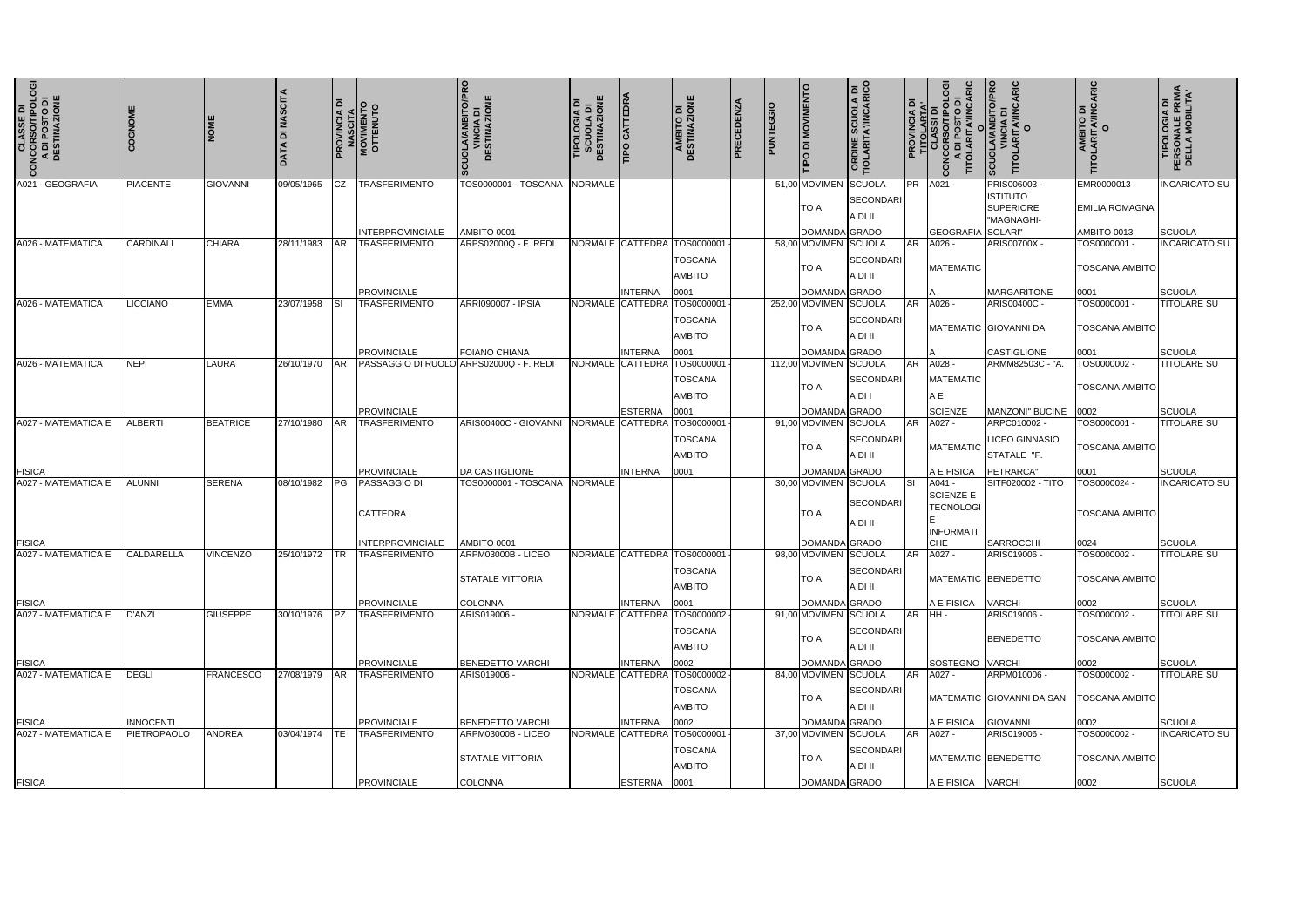| CLASSE DI CONCORSO/TIPOLOGIA DI POSTO DI DESTINAZIONE | COGNOME | NOME | DATA DI NASCITA | PROVINCIA DI NASCITA | MOVIMENTO OTTENUTO | SCUOLA/AMBITO/PROVINCIA DI DESTINAZIONE | TIPOLOGIA DI SCUOLA DI DESTINAZIONE | TIPO CATTEDRA | AMBITO DI DESTINAZIONE | PRECEDENZA | PUNTEGGIO | TIPO DI MOVIMENTO | ORDINE SCUOLA DI TIOLARITA'/INCARICO | PROVINCIA DI TITOLARITA' | CLASSI DI CONCORSO/TIPOLOGIA DI POSTO DI TITOLARITA'/INCARICO | SCUOLA/AMBITO/PROVINCIA DI TITOLARITA'/INCARICO | AMBITO DI TITOLARITA'/INCARICO | TIPOLOGIA DI PERSONALE PRIMA DELLA MOBILITA' |
|---|---|---|---|---|---|---|---|---|---|---|---|---|---|---|---|---|---|---|
| A021 - GEOGRAFIA | PIACENTE | GIOVANNI | 09/05/1965 | CZ | TRASFERIMENTO INTERPROVINCIALE | TOS0000001 - TOSCANA AMBITO 0001 | NORMALE | | | | 51,00 | MOVIMENTO A DOMANDA | SCUOLA SECONDARIA DI II GRADO | PR | A021 - GEOGRAFIA | PRIS006003 - ISTITUTO SUPERIORE "MAGNAGHI-SOLARI" | EMR0000013 - EMILIA ROMAGNA AMBITO 0013 | INCARICATO SU SCUOLA |
| A026 - MATEMATICA | CARDINALI | CHIARA | 28/11/1983 | AR | TRASFERIMENTO PROVINCIALE | ARPS02000Q - F. REDI | NORMALE | CATTEDRA INTERNA | TOS0000001 - TOSCANA AMBITO 0001 | | 58,00 | MOVIMENTO A DOMANDA | SCUOLA SECONDARIA DI II GRADO | AR | A026 - MATEMATICA | ARIS00700X - MARGARITONE | TOS0000001 - TOSCANA AMBITO 0001 | INCARICATO SU SCUOLA |
| A026 - MATEMATICA | LICCIANO | EMMA | 23/07/1958 | SI | TRASFERIMENTO PROVINCIALE | ARRI090007 - IPSIA FOIANO CHIANA | NORMALE | CATTEDRA INTERNA | TOS0000001 - TOSCANA AMBITO 0001 | | 252,00 | MOVIMENTO A DOMANDA | SCUOLA SECONDARIA DI II GRADO | AR | A026 - MATEMATICA | ARIS00400C - GIOVANNI DA CASTIGLIONE | TOS0000001 - TOSCANA AMBITO 0001 | TITOLARE SU SCUOLA |
| A026 - MATEMATICA | NEPI | LAURA | 26/10/1970 | AR | PASSAGGIO DI RUOLO PROVINCIALE | ARPS02000Q - F. REDI | NORMALE | CATTEDRA ESTERNA | TOS0000001 - TOSCANA AMBITO 0001 | | 112,00 | MOVIMENTO A DOMANDA | SCUOLA SECONDARIA DI I GRADO | AR | A028 - MATEMATICA E SCIENZE | ARMM82503C - "A. MANZONI" BUCINE | TOS0000002 - TOSCANA AMBITO 0002 | TITOLARE SU SCUOLA |
| A027 - MATEMATICA E FISICA | ALBERTI | BEATRICE | 27/10/1980 | AR | TRASFERIMENTO PROVINCIALE | ARIS00400C - GIOVANNI DA CASTIGLIONE | NORMALE | CATTEDRA INTERNA | TOS0000001 - TOSCANA AMBITO 0001 | | 91,00 | MOVIMENTO A DOMANDA | SCUOLA SECONDARIA DI II GRADO | AR | A027 - MATEMATICA E FISICA | ARPC010002 - LICEO GINNASIO STATALE "F. PETRARCA" | TOS0000001 - TOSCANA AMBITO 0001 | TITOLARE SU SCUOLA |
| A027 - MATEMATICA E FISICA | ALUNNI | SERENA | 08/10/1982 | PG | PASSAGGIO DI CATTEDRA INTERPROVINCIALE | TOS0000001 - TOSCANA AMBITO 0001 | NORMALE | | | | 30,00 | MOVIMENTO A DOMANDA | SCUOLA SECONDARIA DI II GRADO | SI | A041 - SCIENZE E TECNOLOGIE INFORMATICHE | SITF020002 - TITO SARROCCHI | TOS0000024 - TOSCANA AMBITO 0024 | INCARICATO SU SCUOLA |
| A027 - MATEMATICA E FISICA | CALDARELLA | VINCENZO | 25/10/1972 | TR | TRASFERIMENTO PROVINCIALE | ARPM03000B - LICEO STATALE VITTORIA COLONNA | NORMALE | CATTEDRA INTERNA | TOS0000001 - TOSCANA AMBITO 0001 | | 98,00 | MOVIMENTO A DOMANDA | SCUOLA SECONDARIA DI II GRADO | AR | A027 - MATEMATICA E FISICA | ARIS019006 - BENEDETTO VARCHI | TOS0000002 - TOSCANA AMBITO 0002 | TITOLARE SU SCUOLA |
| A027 - MATEMATICA E FISICA | D'ANZI | GIUSEPPE | 30/10/1976 | PZ | TRASFERIMENTO PROVINCIALE | ARIS019006 - BENEDETTO VARCHI | NORMALE | CATTEDRA INTERNA | TOS0000002 - TOSCANA AMBITO 0002 | | 91,00 | MOVIMENTO A DOMANDA | SCUOLA SECONDARIA DI II GRADO | AR | HH - SOSTEGNO | ARIS019006 - BENEDETTO VARCHI | TOS0000002 - TOSCANA AMBITO 0002 | TITOLARE SU SCUOLA |
| A027 - MATEMATICA E FISICA | DEGLI INNOCENTI | FRANCESCO | 27/08/1979 | AR | TRASFERIMENTO PROVINCIALE | ARIS019006 - BENEDETTO VARCHI | NORMALE | CATTEDRA INTERNA | TOS0000002 - TOSCANA AMBITO 0002 | | 84,00 | MOVIMENTO A DOMANDA | SCUOLA SECONDARIA DI II GRADO | AR | A027 - MATEMATICA E FISICA | ARPM010006 - GIOVANNI DA SAN GIOVANNI | TOS0000002 - TOSCANA AMBITO 0002 | TITOLARE SU SCUOLA |
| A027 - MATEMATICA E FISICA | PIETROPAOLO | ANDREA | 03/04/1974 | TE | TRASFERIMENTO PROVINCIALE | ARPM03000B - LICEO STATALE VITTORIA COLONNA | NORMALE | CATTEDRA ESTERNA | TOS0000001 - TOSCANA AMBITO 0001 | | 37,00 | MOVIMENTO A DOMANDA | SCUOLA SECONDARIA DI II GRADO | AR | A027 - MATEMATICA E FISICA | ARIS019006 - BENEDETTO VARCHI | TOS0000002 - TOSCANA AMBITO 0002 | INCARICATO SU SCUOLA |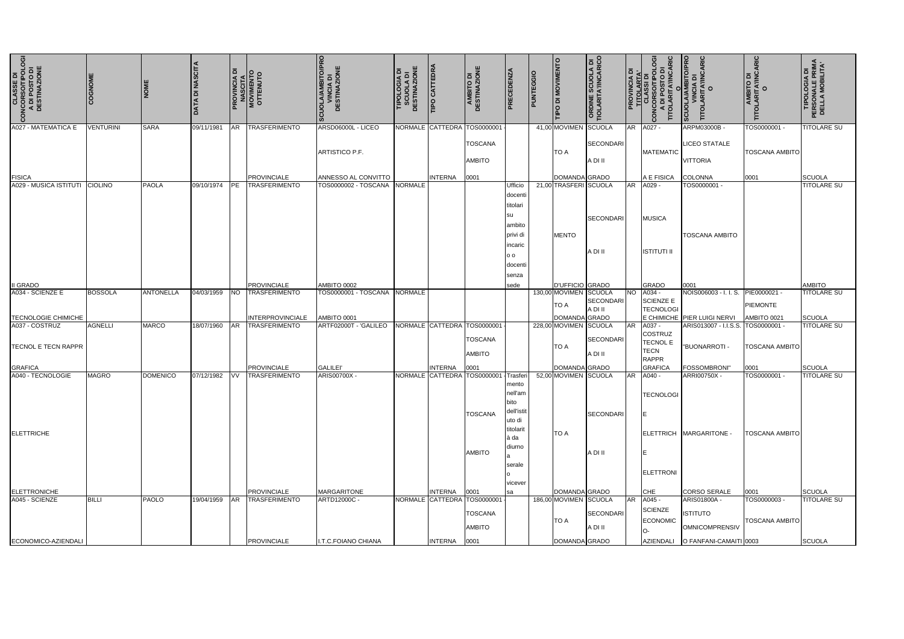| CLASSE DI CONCORSO/TIPOLOGIA DI POSTO DI DESTINAZIONE | COGNOME | NOME | DATA DI NASCITA | PROVINCIA DI NASCITA | MOVIMENTO OTTENUTO | SCUOLA/AMBITO/PROVINCIA DI DESTINAZIONE | TIPOLOGIA DI SCUOLA DI DESTINAZIONE | TIPO CATTEDRA | AMBITO DI DESTINAZIONE | PRECEDENZA | PUNTEGGIO | TIPO DI MOVIMENTO | ORDINE SCUOLA DI TITOLARITA'/INCARICO | PROVINCIA DI TITOLARTA' | CLASSI DI CONCORSO/TIPOLOGIA DI POSTO DI TITOLARITA'/INCARICO | SCUOLA/AMBITO/PROVINCIA DI TITOLARITA'/INCARICO | AMBITO DI TITOLARITA'/INCARICO | TIPOLOGIA DI PERSONALE PRIMA DELLA MOBILITA' |
|---|---|---|---|---|---|---|---|---|---|---|---|---|---|---|---|---|---|---|
| A027 - MATEMATICA E FISICA | VENTURINI | SARA | 09/11/1981 | AR | TRASFERIMENTO PROVINCIALE | ARSD06000L - LICEO ARTISTICO P.F. ANNESSO AL CONVITTO | NORMALE | CATTEDRA INTERNA | TOS0000001 - TOSCANA AMBITO 0001 | | 41,00 | MOVIMENTO A DOMANDA | SCUOLA SECONDARIA DI II GRADO | AR | A027 - MATEMATICA E FISICA | ARPM03000B - LICEO STATALE VITTORIA COLONNA | TOS0000001 - TOSCANA AMBITO 0001 | TITOLARE SU SCUOLA |
| A029 - MUSICA ISTITUTI II GRADO | CIOLINO | PAOLA | 09/10/1974 | PE | TRASFERIMENTO PROVINCIALE | TOS0000002 - TOSCANA AMBITO 0002 | NORMALE | | | Ufficio docenti titolari su ambito privi di incarico o docenti senza sede | 21,00 | TRASFERIMENTO D'UFFICIO | SCUOLA SECONDARIA DI II GRADO | AR | A029 - MUSICA ISTITUTI II GRADO | TOS0000001 - TOSCANA AMBITO 0001 | | TITOLARE SU AMBITO |
| A034 - SCIENZE E TECNOLOGIE CHIMICHE | BOSSOLA | ANTONELLA | 04/03/1959 | NO | TRASFERIMENTO INTERPROVINCIALE | TOS0000001 - TOSCANA AMBITO 0001 | NORMALE | | | | 130,00 | MOVIMENTO A DOMANDA | SCUOLA SECONDARIA DI II GRADO | NO | A034 - SCIENZE E TECNOLOGIE CHIMICHE | NOIS006003 - I. I. S. PIER LUIGI NERVI | PIE0000021 - PIEMONTE AMBITO 0021 | TITOLARE SU SCUOLA |
| A037 - COSTRUZ TECNOL E TECN RAPPR GRAFICA | AGNELLI | MARCO | 18/07/1960 | AR | TRASFERIMENTO PROVINCIALE | ARTF02000T - 'GALILEO GALILEI' | NORMALE | CATTEDRA INTERNA | TOS0000001 - TOSCANA AMBITO 0001 | | 228,00 | MOVIMENTO A DOMANDA | SCUOLA SECONDARIA DI II GRADO | AR | A037 - COSTRUZ TECNOL E TECN RAPPR GRAFICA | ARIS013007 - I.I.S.S. "BUONARROTI - FOSSOMBRONI" | TOS0000001 - TOSCANA AMBITO 0001 | TITOLARE SU SCUOLA |
| A040 - TECNOLOGIE ELETTRICHE ELETTRONICHE | MAGRO | DOMENICO | 07/12/1982 | VV | TRASFERIMENTO PROVINCIALE | ARIS00700X - MARGARITONE | NORMALE | CATTEDRA INTERNA | TOS0000001 - TOSCANA AMBITO 0001 | Trasferimento nell'ambito dell'istituto di titolarità da diurno a serale o viceversa | 52,00 | MOVIMENTO A DOMANDA | SCUOLA SECONDARIA DI II GRADO | AR | A040 - TECNOLOGIE ELETTRICHE ELETTRONICHE | ARRI00750X - MARGARITONE - CORSO SERALE | TOS0000001 - TOSCANA AMBITO 0001 | TITOLARE SU SCUOLA |
| A045 - SCIENZE ECONOMICO-AZIENDALI | BILLI | PAOLO | 19/04/1959 | AR | TRASFERIMENTO PROVINCIALE | ARTD12000C - I.T.C.FOIANO CHIANA | NORMALE | CATTEDRA INTERNA | TOS0000001 - TOSCANA AMBITO 0001 | | 186,00 | MOVIMENTO A DOMANDA | SCUOLA SECONDARIA DI II GRADO | AR | A045 - SCIENZE ECONOMICO-AZIENDALI | ARIS01800A - ISTITUTO OMNICOMPRENSIVO FANFANI-CAMAITI | TOS0000003 - TOSCANA AMBITO 0003 | TITOLARE SU SCUOLA |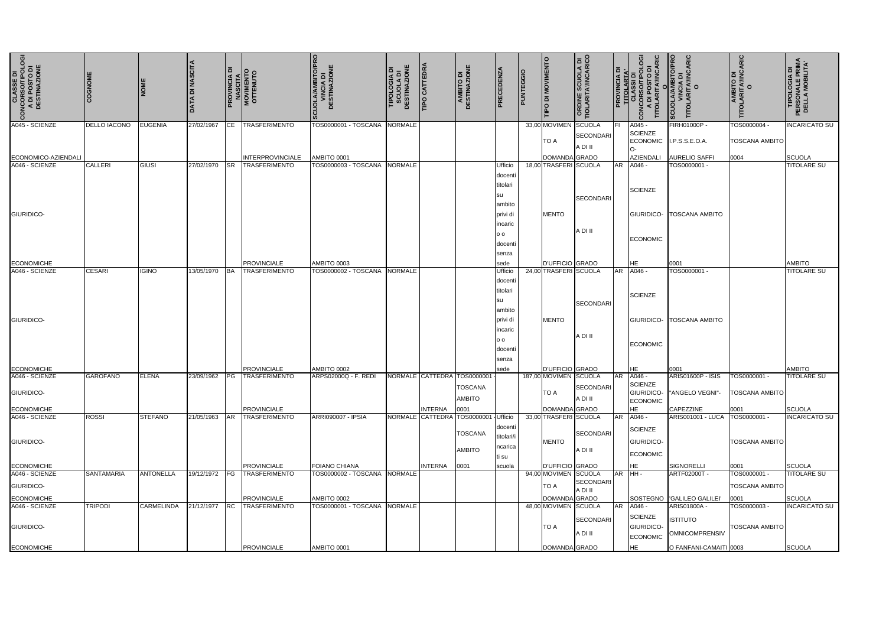| CLASSE DI CONCORSO/TIPOLOGIA DI POSTO DI DESTINAZIONE | COGNOME | NOME | DATA DI NASCITA | PROVINCIA DI NASCITA | MOVIMENTO OTTENUTO | SCUOLA/AMBITO/PROVINCIA DI DESTINAZIONE | TIPOLOGIA DI SCUOLA DI DESTINAZIONE | TIPO CATTEDRA | AMBITO DI DESTINAZIONE | PRECEDENZA | PUNTEGGIO | TIPO DI MOVIMENTO | ORDINE SCUOLA DI TIOLARITA'/INCARICO | PROVINCIA DI TITOLARITA' | CLASSI DI CONCORSO/TIPOLOGIA DI POSTO DI TITOLARITA'/INCARICO | SCUOLA/AMBITO/PROVINCIA DI TITOLARITA'/INCARICO | AMBITO DI TITOLARITA'/INCARICO | TIPOLOGIA DI PERSONALE PRIMA DELLA MOBILITA' |
|---|---|---|---|---|---|---|---|---|---|---|---|---|---|---|---|---|---|---|
| A045 - SCIENZE ECONOMICO-AZIENDALI | DELLO IACONO | EUGENIA | 27/02/1967 | CE | TRASFERIMENTO INTERPROVINCIALE | TOS0000001 - TOSCANA AMBITO 0001 | NORMALE | | | | 33,00 | MOVIMENTO A DOMANDA | SCUOLA SECONDARIA DI II GRADO | FI | A045 - SCIENZE ECONOMICO-AZIENDALI | FIRH01000P - I.P.S.S.E.O.A. AURELIO SAFFI | TOS0000004 - TOSCANA AMBITO 0004 | INCARICATO SU SCUOLA |
| A046 - SCIENZE GIURIDICO-ECONOMICHE | CALLERI | GIUSI | 27/02/1970 | SR | TRASFERIMENTO PROVINCIALE | TOS0000003 - TOSCANA AMBITO 0003 | NORMALE | | | Ufficio docenti titolari su ambito privi di incarico o docenti senza sede | 18,00 | TRASFERIMENTO D'UFFICIO | SCUOLA SECONDARIA DI II GRADO | AR | A046 - SCIENZE GIURIDICO-ECONOMICHE | TOS0000001 - TOSCANA AMBITO 0001 | | TITOLARE SU AMBITO |
| A046 - SCIENZE GIURIDICO-ECONOMICHE | CESARI | IGINO | 13/05/1970 | BA | TRASFERIMENTO PROVINCIALE | TOS0000002 - TOSCANA AMBITO 0002 | NORMALE | | | Ufficio docenti titolari su ambito privi di incarico o docenti senza sede | 24,00 | TRASFERIMENTO D'UFFICIO | SCUOLA SECONDARIA DI II GRADO | AR | A046 - SCIENZE GIURIDICO-ECONOMICHE | TOS0000001 - TOSCANA AMBITO 0001 | | TITOLARE SU AMBITO |
| A046 - SCIENZE GIURIDICO-ECONOMICHE | GAROFANO | ELENA | 23/09/1962 | PG | TRASFERIMENTO PROVINCIALE | ARPS02000Q - F. REDI | NORMALE | CATTEDRA INTERNA | TOS0000001 - TOSCANA AMBITO 0001 | | 187,00 | MOVIMENTO A DOMANDA | SCUOLA SECONDARIA DI II GRADO | AR | A046 - SCIENZE GIURIDICO-ECONOMICHE | ARIS01600P - ISIS "ANGELO VEGNI"-CAPEZZINE | TOS0000001 - TOSCANA AMBITO 0001 | TITOLARE SU SCUOLA |
| A046 - SCIENZE GIURIDICO-ECONOMICHE | ROSSI | STEFANO | 21/05/1963 | AR | TRASFERIMENTO PROVINCIALE | ARRI090007 - IPSIA FOIANO CHIANA | NORMALE | CATTEDRA INTERNA | TOS0000001 - TOSCANA AMBITO 0001 | Ufficio docenti titolari/incaricati su scuola | 33,00 | TRASFERIMENTO D'UFFICIO | SCUOLA SECONDARIA DI II GRADO | AR | A046 - SCIENZE GIURIDICO-ECONOMICHE | ARIS001001 - LUCA SIGNORELLI | TOS0000001 - TOSCANA AMBITO 0001 | INCARICATO SU SCUOLA |
| A046 - SCIENZE GIURIDICO-ECONOMICHE | SANTAMARIA | ANTONELLA | 19/12/1972 | FG | TRASFERIMENTO PROVINCIALE | TOS0000002 - TOSCANA AMBITO 0002 | NORMALE | | | | 94,00 | MOVIMENTO A DOMANDA | SCUOLA SECONDARIA DI II GRADO | AR | HH - SOSTEGNO | ARTF02000T - 'GALILEO GALILEI' | TOS0000001 - TOSCANA AMBITO 0001 | TITOLARE SU SCUOLA |
| A046 - SCIENZE GIURIDICO-ECONOMICHE | TRIPODI | CARMELINDA | 21/12/1977 | RC | TRASFERIMENTO PROVINCIALE | TOS0000001 - TOSCANA AMBITO 0001 | NORMALE | | | | 48,00 | MOVIMENTO A DOMANDA | SCUOLA SECONDARIA DI II GRADO | AR | A046 - SCIENZE GIURIDICO-ECONOMICHE | ARIS01800A - ISTITUTO OMNICOMPRENSIVO FANFANI-CAMAITI | TOS0000003 - TOSCANA AMBITO 0003 | INCARICATO SU SCUOLA |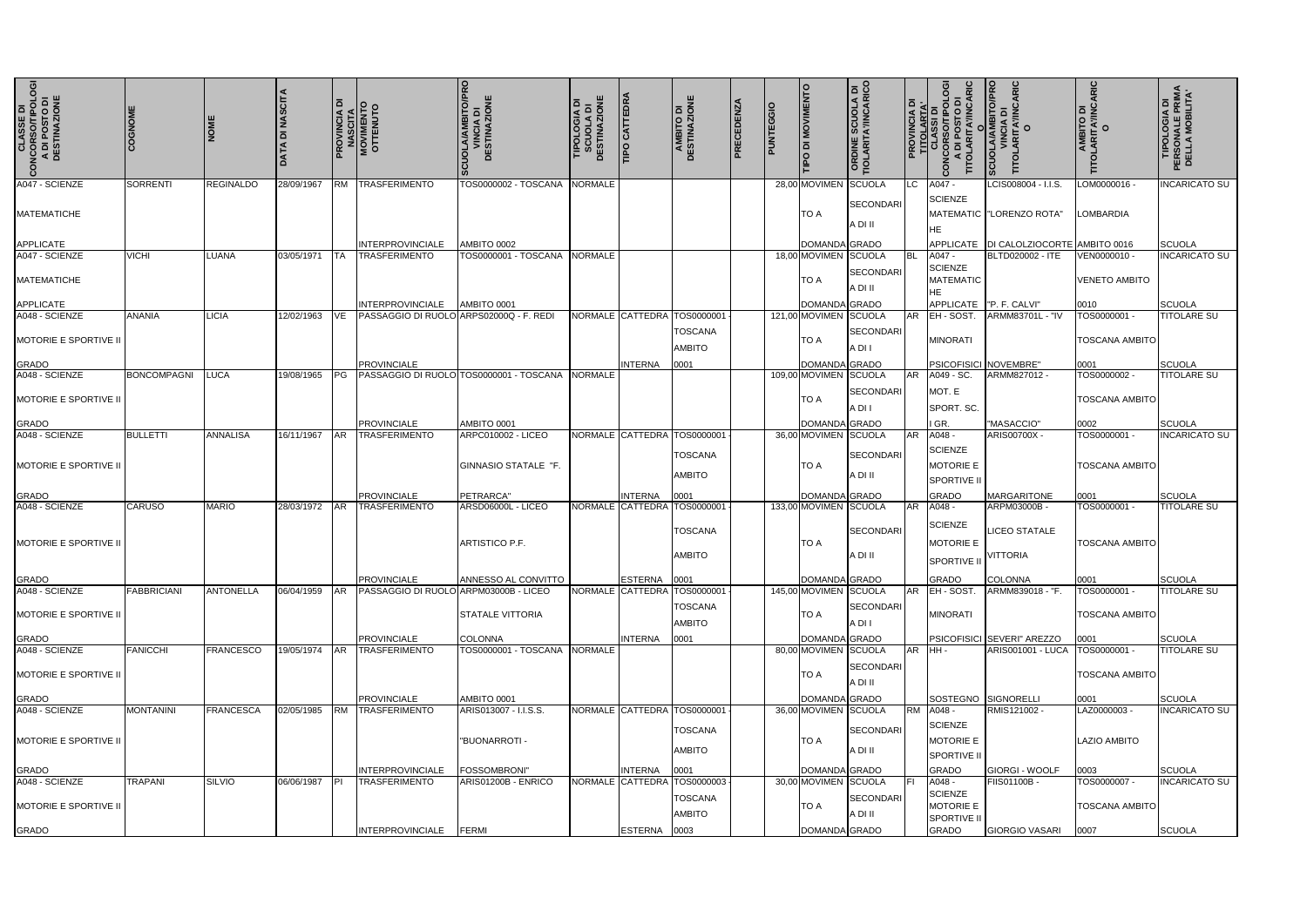| CLASSE DI CONCORSO/TIPOLOGIA DI POSTO DI DESTINAZIONE | COGNOME | NOME | DATA DI NASCITA | PROVINCIA DI NASCITA | MOVIMENTO OTTENUTO | SCUOLA/AMBITO/PROVINCIA DI DESTINAZIONE | TIPOLOGIA DI SCUOLA DI DESTINAZIONE | TIPO CATTEDRA | AMBITO DI DESTINAZIONE | PRECEDENZA | PUNTEGGIO | TIPO DI MOVIMENTO | ORDINE SCUOLA DI TIOLARITA'/INCARICO | PROVINCIA DI TITOLARITA' | CLASSI DI CONCORSO/TIPOLOGIA DI POSTO DI TITOLARITA'/INCARICO | SCUOLA/AMBITO/PROVINCIA DI TITOLARITA'/INCARICO | AMBITO DI TITOLARITA'/INCARICO | TIPOLOGIA DI PERSONALE PRIMA DELLA MOBILITA' |
|---|---|---|---|---|---|---|---|---|---|---|---|---|---|---|---|---|---|---|
| A047 - SCIENZE MATEMATICHE APPLICATE | SORRENTI | REGINALDO | 28/09/1967 | RM | TRASFERIMENTO INTERPROVINCIALE | TOS0000002 - TOSCANA AMBITO 0002 | NORMALE | | | | 28,00 | MOVIMENTO A DOMANDA | SCUOLA SECONDARIA DI II GRADO | LC | A047 - SCIENZE MATEMATICHE APPLICATE | LCIS008004 - I.I.S. "LORENZO ROTA" DI CALOLZIOCORTE | LOM0000016 - LOMBARDIA AMBITO 0016 | INCARICATO SU SCUOLA |
| A047 - SCIENZE MATEMATICHE APPLICATE | VICHI | LUANA | 03/05/1971 | TA | TRASFERIMENTO INTERPROVINCIALE | TOS0000001 - TOSCANA AMBITO 0001 | NORMALE | | | | 18,00 | MOVIMENTO A DOMANDA | SCUOLA SECONDARIA DI II GRADO | BL | A047 - SCIENZE MATEMATICHE APPLICATE | BLTD020002 - ITE "P. F. CALVI" | VEN0000010 - VENETO AMBITO 0010 | INCARICATO SU SCUOLA |
| A048 - SCIENZE MOTORIE E SPORTIVE II GRADO | ANANIA | LICIA | 12/02/1963 | VE | PASSAGGIO DI RUOLO PROVINCIALE | ARPS02000Q - F. REDI | NORMALE | CATTEDRA INTERNA | TOS0000001 - TOSCANA AMBITO 0001 | | 121,00 | MOVIMENTO A DOMANDA | SCUOLA SECONDARIA DI I GRADO | AR | EH - SOST. MINORATI PSICOFISICI | ARMM83701L - "IV NOVEMBRE" | TOS0000001 - TOSCANA AMBITO 0001 | TITOLARE SU SCUOLA |
| A048 - SCIENZE MOTORIE E SPORTIVE II GRADO | BONCOMPAGNI | LUCA | 19/08/1965 | PG | PASSAGGIO DI RUOLO PROVINCIALE | TOS0000001 - TOSCANA AMBITO 0001 | NORMALE | | | | 109,00 | MOVIMENTO A DOMANDA | SCUOLA SECONDARIA DI I GRADO | AR | A049 - SC. MOT. E SPORT. SC. I GR. | ARMM827012 - "MASACCIO" | TOS0000002 - TOSCANA AMBITO 0002 | TITOLARE SU SCUOLA |
| A048 - SCIENZE MOTORIE E SPORTIVE II GRADO | BULLETTI | ANNALISA | 16/11/1967 | AR | TRASFERIMENTO PROVINCIALE | ARPC010002 - LICEO GINNASIO STATALE "F. PETRARCA" | NORMALE | CATTEDRA INTERNA | TOS0000001 - TOSCANA AMBITO 0001 | | 36,00 | MOVIMENTO A DOMANDA | SCUOLA SECONDARIA DI II GRADO | AR | A048 - SCIENZE MOTORIE E SPORTIVE II GRADO | ARIS00700X - MARGARITONE | TOS0000001 - TOSCANA AMBITO 0001 | INCARICATO SU SCUOLA |
| A048 - SCIENZE MOTORIE E SPORTIVE II GRADO | CARUSO | MARIO | 28/03/1972 | AR | TRASFERIMENTO PROVINCIALE | ARSD06000L - LICEO ARTISTICO P.F. ANNESSO AL CONVITTO | NORMALE | CATTEDRA ESTERNA | TOS0000001 - TOSCANA AMBITO 0001 | | 133,00 | MOVIMENTO A DOMANDA | SCUOLA SECONDARIA DI II GRADO | AR | A048 - SCIENZE MOTORIE E SPORTIVE II GRADO | ARPM03000B - LICEO STATALE VITTORIA COLONNA | TOS0000001 - TOSCANA AMBITO 0001 | TITOLARE SU SCUOLA |
| A048 - SCIENZE MOTORIE E SPORTIVE II GRADO | FABBRICIANI | ANTONELLA | 06/04/1959 | AR | PASSAGGIO DI RUOLO PROVINCIALE | ARPM03000B - LICEO STATALE VITTORIA COLONNA | NORMALE | CATTEDRA INTERNA | TOS0000001 - TOSCANA AMBITO 0001 | | 145,00 | MOVIMENTO A DOMANDA | SCUOLA SECONDARIA DI I GRADO | AR | EH - SOST. MINORATI PSICOFISICI | ARMM839018 - "F. SEVERI" AREZZO | TOS0000001 - TOSCANA AMBITO 0001 | TITOLARE SU SCUOLA |
| A048 - SCIENZE MOTORIE E SPORTIVE II GRADO | FANICCHI | FRANCESCO | 19/05/1974 | AR | TRASFERIMENTO PROVINCIALE | TOS0000001 - TOSCANA AMBITO 0001 | NORMALE | | | | 80,00 | MOVIMENTO A DOMANDA | SCUOLA SECONDARIA DI II GRADO | AR | HH - SOSTEGNO | ARIS001001 - LUCA SIGNORELLI | TOS0000001 - TOSCANA AMBITO 0001 | TITOLARE SU SCUOLA |
| A048 - SCIENZE MOTORIE E SPORTIVE II GRADO | MONTANINI | FRANCESCA | 02/05/1985 | RM | TRASFERIMENTO INTERPROVINCIALE | ARIS013007 - I.I.S.S. "BUONARROTI - FOSSOMBRONI" | NORMALE | CATTEDRA INTERNA | TOS0000001 - TOSCANA AMBITO 0001 | | 36,00 | MOVIMENTO A DOMANDA | SCUOLA SECONDARIA DI II GRADO | RM | A048 - SCIENZE MOTORIE E SPORTIVE II GRADO | RMIS121002 - GIORGI - WOOLF | LAZ0000003 - LAZIO AMBITO 0003 | INCARICATO SU SCUOLA |
| A048 - SCIENZE MOTORIE E SPORTIVE II GRADO | TRAPANI | SILVIO | 06/06/1987 | PI | TRASFERIMENTO INTERPROVINCIALE | ARIS01200B - ENRICO FERMI | NORMALE | CATTEDRA ESTERNA | TOS0000003 - TOSCANA AMBITO 0003 | | 30,00 | MOVIMENTO A DOMANDA | SCUOLA SECONDARIA DI II GRADO | FI | A048 - SCIENZE MOTORIE E SPORTIVE II GRADO | FIIS01100B - GIORGIO VASARI | TOS0000007 - TOSCANA AMBITO 0007 | INCARICATO SU SCUOLA |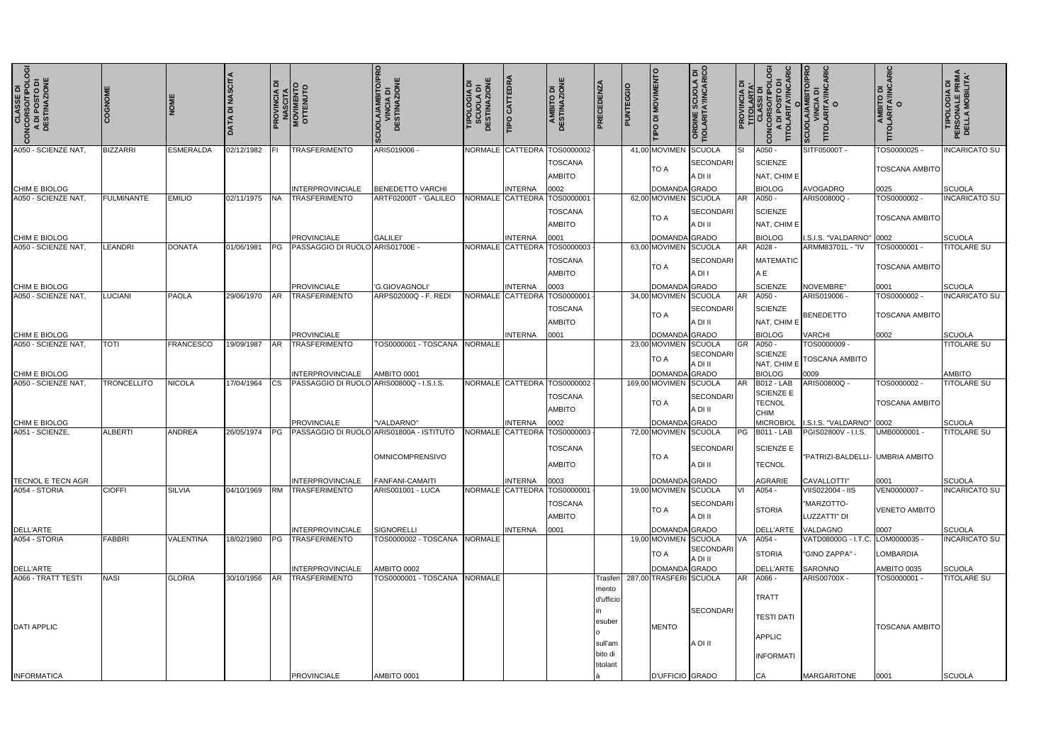| CLASSE DI CONCORSO/TIPOLOGIA DI POSTO DI DESTINAZIONE | COGNOME | NOME | DATA DI NASCITA | PROVINCIA DI NASCITA | MOVIMENTO OTTENUTO | SCUOLA/AMBITO/PROVINCIA DI DESTINAZIONE | TIPOLOGIA DI SCUOLA DI DESTINAZIONE | TIPO CATTEDRA | AMBITO DI DESTINAZIONE | PRECEDENZA | PUNTEGGIO | TIPO DI MOVIMENTO | ORDINE SCUOLA DI TIOLARITA'/INCARICO | PROVINCIA DI TITOLARTA' | CLASSI DI CONCORSO/TIPOLOGIA DI POSTO DI TITOLARITA'/INCARICO | SCUOLA/AMBITO/PROVINCIA DI TITOLARITA'/INCARICO | AMBITO DI TITOLARITA'/INCARICO | TIPOLOGIA DI PERSONALE PRIMA DELLA MOBILITA' |
|---|---|---|---|---|---|---|---|---|---|---|---|---|---|---|---|---|---|---|
| A050 - SCIENZE NAT, CHIM E BIOLOG | BIZZARRI | ESMERALDA | 02/12/1982 | FI | TRASFERIMENTO INTERPROVINCIALE | ARIS019006 - BENEDETTO VARCHI | NORMALE | CATTEDRA INTERNA | TOS0000002 - TOSCANA AMBITO 0002 | | 41,00 | MOVIMENTO A DOMANDA | SCUOLA SECONDARIA DI II GRADO | SI | A050 - SCIENZE NAT, CHIM E BIOLOG | SITF05000T - AVOGADRO | TOS0000025 - TOSCANA AMBITO 0025 | INCARICATO SU SCUOLA |
| A050 - SCIENZE NAT, CHIM E BIOLOG | FULMINANTE | EMILIO | 02/11/1975 | NA | TRASFERIMENTO PROVINCIALE | ARTF02000T - 'GALILEO GALILEI' | NORMALE | CATTEDRA INTERNA | TOS0000001 - TOSCANA AMBITO 0001 | | 62,00 | MOVIMENTO A DOMANDA | SCUOLA SECONDARIA DI II GRADO | AR | A050 - SCIENZE NAT, CHIM E BIOLOG | ARIS00800Q - I.S.I.S. "VALDARNO" | TOS0000002 - TOSCANA AMBITO 0002 | INCARICATO SU SCUOLA |
| A050 - SCIENZE NAT, CHIM E BIOLOG | LEANDRI | DONATA | 01/06/1981 | PG | PASSAGGIO DI RUOLO PROVINCIALE | ARIS01700E - 'G.GIOVAGNOLI' | NORMALE | CATTEDRA INTERNA | TOS0000003 - TOSCANA AMBITO 0003 | | 63,00 | MOVIMENTO A DOMANDA | SCUOLA SECONDARIA DI I GRADO | AR | A028 - MATEMATICA E SCIENZE | ARMM83701L - "IV NOVEMBRE" | TOS0000001 - TOSCANA AMBITO 0001 | TITOLARE SU SCUOLA |
| A050 - SCIENZE NAT, CHIM E BIOLOG | LUCIANI | PAOLA | 29/06/1970 | AR | TRASFERIMENTO PROVINCIALE | ARPS02000Q - F. REDI | NORMALE | CATTEDRA INTERNA | TOS0000001 - TOSCANA AMBITO 0001 | | 34,00 | MOVIMENTO A DOMANDA | SCUOLA SECONDARIA DI II GRADO | AR | A050 - SCIENZE NAT, CHIM E BIOLOG | ARIS019006 - BENEDETTO VARCHI | TOS0000002 - TOSCANA AMBITO 0002 | INCARICATO SU SCUOLA |
| A050 - SCIENZE NAT, CHIM E BIOLOG | TOTI | FRANCESCO | 19/09/1987 | AR | TRASFERIMENTO INTERPROVINCIALE | TOS0000001 - TOSCANA AMBITO 0001 | NORMALE | | | | 23,00 | MOVIMENTO A DOMANDA | SCUOLA SECONDARIA DI II GRADO | GR | A050 - SCIENZE NAT, CHIM E BIOLOG | TOS0000009 - TOSCANA AMBITO 0009 | | TITOLARE SU AMBITO |
| A050 - SCIENZE NAT, CHIM E BIOLOG | TRONCELLITO | NICOLA | 17/04/1964 | CS | PASSAGGIO DI RUOLO PROVINCIALE | ARIS00800Q - I.S.I.S. "VALDARNO" | NORMALE | CATTEDRA INTERNA | TOS0000002 - TOSCANA AMBITO 0002 | | 169,00 | MOVIMENTO A DOMANDA | SCUOLA SECONDARIA DI II GRADO | AR | B012 - LAB SCIENZE E TECNOL CHIM MICROBIOL | ARIS00800Q - I.S.I.S. "VALDARNO" | TOS0000002 - TOSCANA AMBITO 0002 | TITOLARE SU SCUOLA |
| A051 - SCIENZE, TECNOL E TECN AGR | ALBERTI | ANDREA | 26/05/1974 | PG | PASSAGGIO DI RUOLO INTERPROVINCIALE | ARIS01800A - ISTITUTO OMNICOMPRENSIVO FANFANI-CAMAITI | NORMALE | CATTEDRA INTERNA | TOS0000003 - TOSCANA AMBITO 0003 | | 72,00 | MOVIMENTO A DOMANDA | SCUOLA SECONDARIA DI II GRADO | PG | B011 - LAB SCIENZE E TECNOL AGRARIE | PGIS02800V - I.I.S. "PATRIZI-BALDELLI-CAVALLOTTI" | UMB0000001 - UMBRIA AMBITO 0001 | TITOLARE SU SCUOLA |
| A054 - STORIA DELL'ARTE | CIOFFI | SILVIA | 04/10/1969 | RM | TRASFERIMENTO INTERPROVINCIALE | ARIS001001 - LUCA SIGNORELLI | NORMALE | CATTEDRA INTERNA | TOS0000001 - TOSCANA AMBITO 0001 | | 19,00 | MOVIMENTO A DOMANDA | SCUOLA SECONDARIA DI II GRADO | VI | A054 - STORIA DELL'ARTE | VIIS022004 - IIS "MARZOTTO-LUZZATTI" DI VALDAGNO | VEN0000007 - VENETO AMBITO 0007 | INCARICATO SU SCUOLA |
| A054 - STORIA DELL'ARTE | FABBRI | VALENTINA | 18/02/1980 | PG | TRASFERIMENTO INTERPROVINCIALE | TOS0000002 - TOSCANA AMBITO 0002 | NORMALE | | | | 19,00 | MOVIMENTO A DOMANDA | SCUOLA SECONDARIA DI II GRADO | VA | A054 - STORIA DELL'ARTE | VATD08000G - I.T.C. "GINO ZAPPA" - SARONNO | LOM0000035 - LOMBARDIA AMBITO 0035 | INCARICATO SU SCUOLA |
| A066 - TRATT TESTI DATI APPLIC INFORMATICA | NASI | GLORIA | 30/10/1956 | AR | TRASFERIMENTO PROVINCIALE | TOS0000001 - TOSCANA AMBITO 0001 | NORMALE | | | Trasferimento d'ufficio in esubero sull'ambito di titolarità | 287,00 | TRASFERIMENTO D'UFFICIO | SCUOLA SECONDARIA DI II GRADO | AR | A066 - TRATT TESTI DATI APPLIC INFORMATICA | ARIS00700X - MARGARITONE | TOS0000001 - TOSCANA AMBITO 0001 | TITOLARE SU SCUOLA |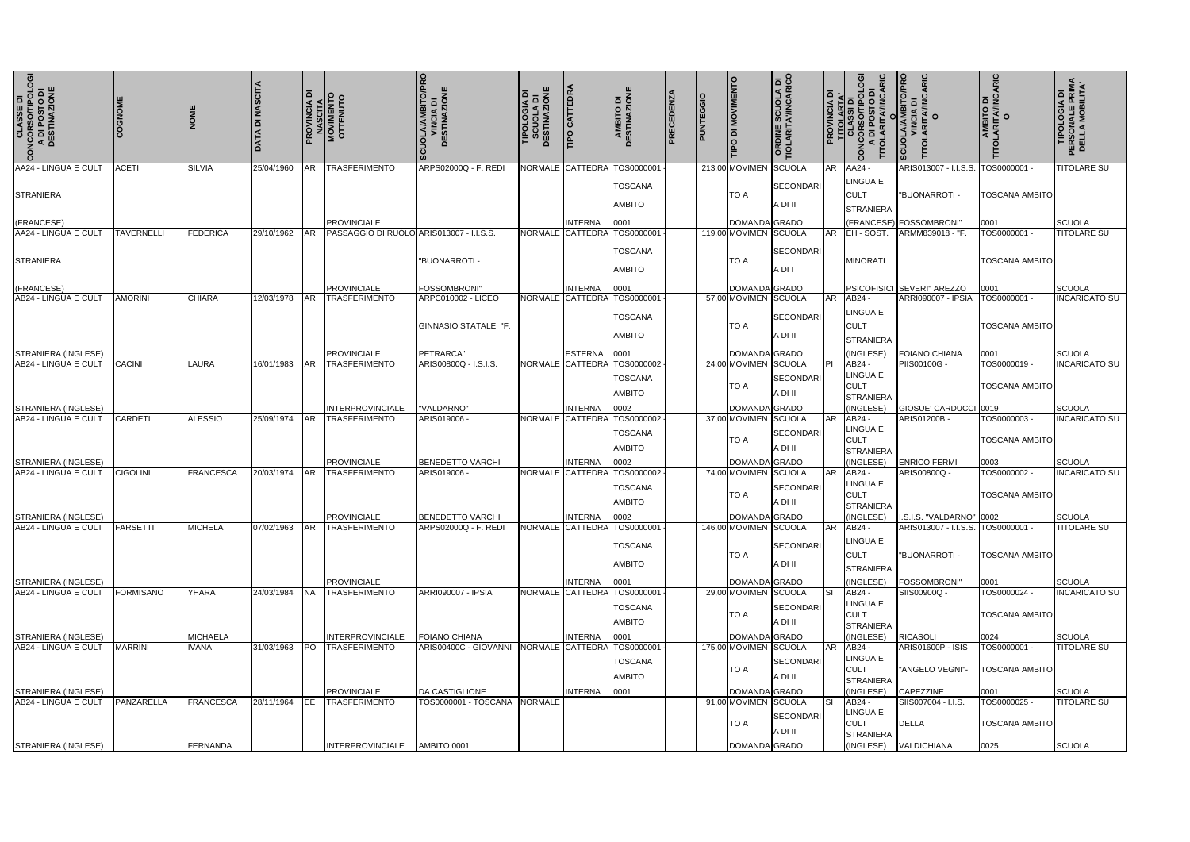| CLASSE DI CONCORSO/TIPOLOGIA DI POSTO DI DESTINAZIONE | COGNOME | NOME | DATA DI NASCITA | PROVINCIA DI NASCITA | MOVIMENTO OTTENUTO | SCUOLA/AMBITO/PROVINCIA DI DESTINAZIONE | TIPOLOGIA DI SCUOLA DI DESTINAZIONE | TIPO CATTEDRA | AMBITO DI DESTINAZIONE | PRECEDENZA | PUNTEGGIO | TIPO DI MOVIMENTO | ORDINE SCUOLA DI TIOLARITA'/INCARICO | PROVINCIA DI TITOLARITA' | CLASSI DI CONCORSO/TIPOLOGIA DI POSTO DI TITOLARITA'/INCARICO | SCUOLA/AMBITO/PROVINCIA DI TITOLARITA'/INCARICO | AMBITO DI TITOLARITA'/INCARICO | TIPOLOGIA DI PERSONALE PRIMA DELLA MOBILITA' |
|---|---|---|---|---|---|---|---|---|---|---|---|---|---|---|---|---|---|---|
| AA24 - LINGUA E CULT STRANIERA (FRANCESE) | ACETI | SILVIA | 25/04/1960 | AR | TRASFERIMENTO PROVINCIALE | ARPS02000Q - F. REDI | NORMALE | CATTEDRA INTERNA | TOS0000001 - TOSCANA AMBITO 0001 | | 213,00 | MOVIMENTO A DOMANDA | SCUOLA SECONDARIA DI II GRADO | AR | AA24 - LINGUA E CULT STRANIERA (FRANCESE) | ARIS013007 - I.I.S.S. "BUONARROTI - FOSSOMBRONI" | TOS0000001 - TOSCANA AMBITO 0001 | TITOLARE SU SCUOLA |
| AA24 - LINGUA E CULT STRANIERA (FRANCESE) | TAVERNELLI | FEDERICA | 29/10/1962 | AR | PASSAGGIO DI RUOLO PROVINCIALE | ARIS013007 - I.I.S.S. "BUONARROTI - FOSSOMBRONI" | NORMALE | CATTEDRA INTERNA | TOS0000001 - TOSCANA AMBITO 0001 | | 119,00 | MOVIMENTO A DOMANDA | SCUOLA SECONDARIA DI I GRADO | AR | EH - SOST. MINORATI PSICOFISICI | ARMM839018 - "F. SEVERI" AREZZO | TOS0000001 - TOSCANA AMBITO 0001 | TITOLARE SU SCUOLA |
| AB24 - LINGUA E CULT STRANIERA (INGLESE) | AMORINI | CHIARA | 12/03/1978 | AR | TRASFERIMENTO PROVINCIALE | ARPC010002 - LICEO GINNASIO STATALE "F. PETRARCA" | NORMALE | CATTEDRA ESTERNA | TOS0000001 - TOSCANA AMBITO 0001 | | 57,00 | MOVIMENTO A DOMANDA | SCUOLA SECONDARIA DI II GRADO | AR | AB24 - LINGUA E CULT STRANIERA (INGLESE) | ARRI090007 - IPSIA FOIANO CHIANA | TOS0000001 - TOSCANA AMBITO 0001 | INCARICATO SU SCUOLA |
| AB24 - LINGUA E CULT STRANIERA (INGLESE) | CACINI | LAURA | 16/01/1983 | AR | TRASFERIMENTO INTERPROVINCIALE | ARIS00800Q - I.S.I.S. "VALDARNO" | NORMALE | CATTEDRA INTERNA | TOS0000002 - TOSCANA AMBITO 0002 | | 24,00 | MOVIMENTO A DOMANDA | SCUOLA SECONDARIA DI II GRADO | PI | AB24 - LINGUA E CULT STRANIERA (INGLESE) | PIIS00100G - GIOSUE' CARDUCCI | TOS0000019 - TOSCANA AMBITO 0019 | INCARICATO SU SCUOLA |
| AB24 - LINGUA E CULT STRANIERA (INGLESE) | CARDETI | ALESSIO | 25/09/1974 | AR | TRASFERIMENTO PROVINCIALE | ARIS019006 - BENEDETTO VARCHI | NORMALE | CATTEDRA INTERNA | TOS0000002 - TOSCANA AMBITO 0002 | | 37,00 | MOVIMENTO A DOMANDA | SCUOLA SECONDARIA DI II GRADO | AR | AB24 - LINGUA E CULT STRANIERA (INGLESE) | ARIS01200B - ENRICO FERMI | TOS0000003 - TOSCANA AMBITO 0003 | INCARICATO SU SCUOLA |
| AB24 - LINGUA E CULT STRANIERA (INGLESE) | CIGOLINI | FRANCESCA | 20/03/1974 | AR | TRASFERIMENTO PROVINCIALE | ARIS019006 - BENEDETTO VARCHI | NORMALE | CATTEDRA INTERNA | TOS0000002 - TOSCANA AMBITO 0002 | | 74,00 | MOVIMENTO A DOMANDA | SCUOLA SECONDARIA DI II GRADO | AR | AB24 - LINGUA E CULT STRANIERA (INGLESE) | ARIS00800Q - I.S.I.S. "VALDARNO" | TOS0000002 - TOSCANA AMBITO 0002 | INCARICATO SU SCUOLA |
| AB24 - LINGUA E CULT STRANIERA (INGLESE) | FARSETTI | MICHELA | 07/02/1963 | AR | TRASFERIMENTO PROVINCIALE | ARPS02000Q - F. REDI | NORMALE | CATTEDRA INTERNA | TOS0000001 - TOSCANA AMBITO 0001 | | 146,00 | MOVIMENTO A DOMANDA | SCUOLA SECONDARIA DI II GRADO | AR | AB24 - LINGUA E CULT STRANIERA (INGLESE) | ARIS013007 - I.I.S.S. "BUONARROTI - FOSSOMBRONI" | TOS0000001 - TOSCANA AMBITO 0001 | TITOLARE SU SCUOLA |
| AB24 - LINGUA E CULT STRANIERA (INGLESE) | FORMISANO | YHARA MICHAELA | 24/03/1984 | NA | TRASFERIMENTO INTERPROVINCIALE | ARRI090007 - IPSIA FOIANO CHIANA | NORMALE | CATTEDRA INTERNA | TOS0000001 - TOSCANA AMBITO 0001 | | 29,00 | MOVIMENTO A DOMANDA | SCUOLA SECONDARIA DI II GRADO | SI | AB24 - LINGUA E CULT STRANIERA (INGLESE) | SIIS00900Q - RICASOLI | TOS0000024 - TOSCANA AMBITO 0024 | INCARICATO SU SCUOLA |
| AB24 - LINGUA E CULT STRANIERA (INGLESE) | MARRINI | IVANA | 31/03/1963 | PO | TRASFERIMENTO PROVINCIALE | ARIS00400C - GIOVANNI DA CASTIGLIONE | NORMALE | CATTEDRA INTERNA | TOS0000001 - TOSCANA AMBITO 0001 | | 175,00 | MOVIMENTO A DOMANDA | SCUOLA SECONDARIA DI II GRADO | AR | AB24 - LINGUA E CULT STRANIERA (INGLESE) | ARIS01600P - ISIS "ANGELO VEGNI"- CAPEZZINE | TOS0000001 - TOSCANA AMBITO 0001 | TITOLARE SU SCUOLA |
| AB24 - LINGUA E CULT STRANIERA (INGLESE) | PANZARELLA | FRANCESCA FERNANDA | 28/11/1964 | EE | TRASFERIMENTO INTERPROVINCIALE | TOS0000001 - TOSCANA AMBITO 0001 | NORMALE | | | | 91,00 | MOVIMENTO A DOMANDA | SCUOLA SECONDARIA DI II GRADO | SI | AB24 - LINGUA E CULT STRANIERA (INGLESE) | SIIS007004 - I.I.S. DELLA VALDICHIANA | TOS0000025 - TOSCANA AMBITO 0025 | TITOLARE SU SCUOLA |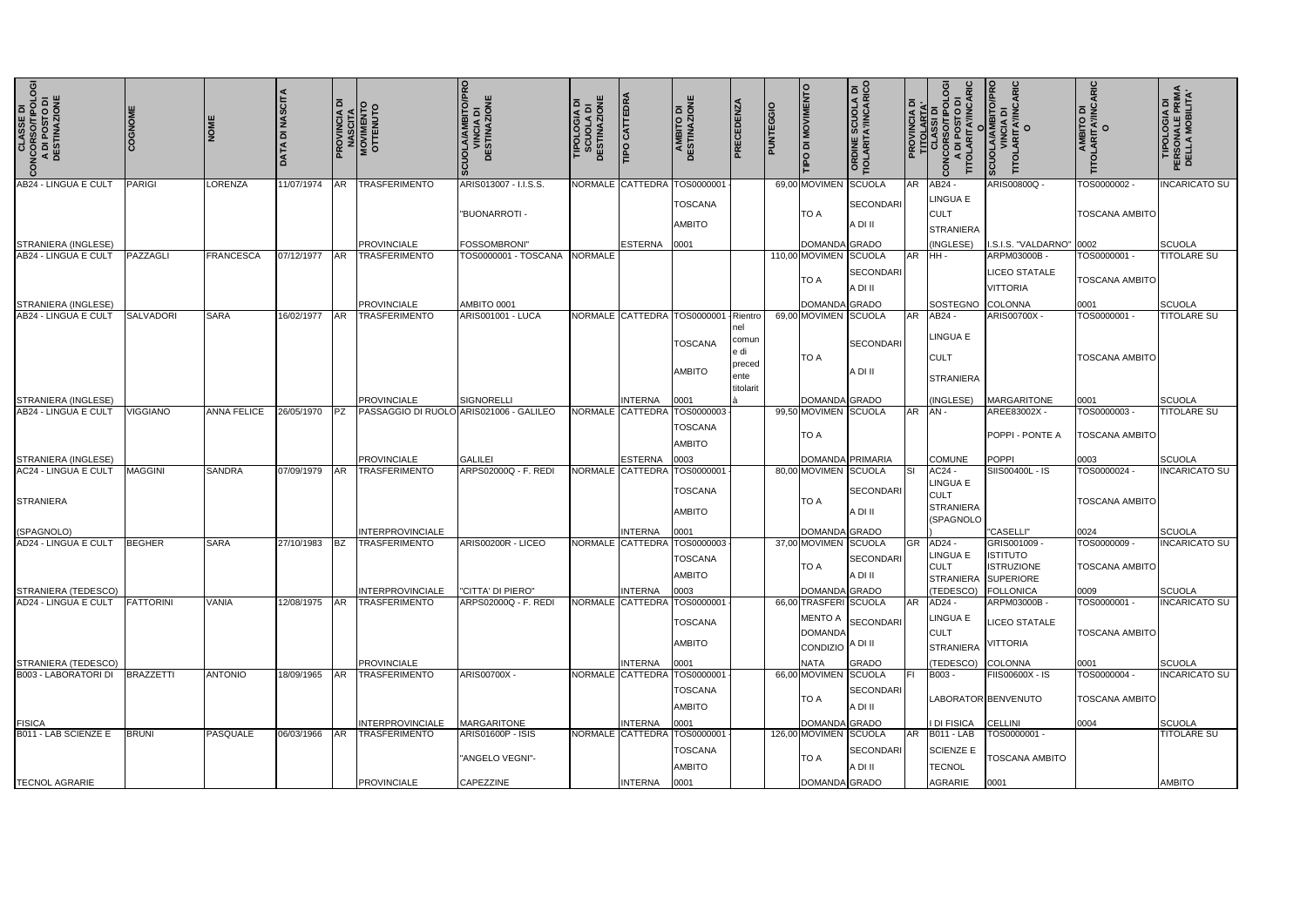| CLASSE DI CONCORSO/TIPOLOGIA DI POSTO DI DESTINAZIONE | COGNOME | NOME | DATA DI NASCITA | PROVINCIA DI NASCITA | MOVIMENTO OTTENUTO | SCUOLA/AMBITO/PROVINCIA DI DESTINAZIONE | TIPOLOGIA DI SCUOLA DI DESTINAZIONE | TIPO CATTEDRA | AMBITO DI DESTINAZIONE | PRECEDENZA | PUNTEGGIO | TIPO DI MOVIMENTO | ORDINE SCUOLA DI TIOLARITA'/INCARICO | PROVINCIA DI TITOLARITA' | CLASSI DI CONCORSO/TIPOLOGIA DI POSTO DI TITOLARITA'/INCARICO | SCUOLA/AMBITO/PROVINCIA DI TITOLARITA'/INCARICO | AMBITO DI TITOLARITA'/INCARICO | TIPOLOGIA DI PERSONALE PRIMA DELLA MOBILITA' |
|---|---|---|---|---|---|---|---|---|---|---|---|---|---|---|---|---|---|---|
| AB24 - LINGUA E CULT STRANIERA (INGLESE) | PARIGI | LORENZA | 11/07/1974 | AR | TRASFERIMENTO PROVINCIALE | ARIS013007 - I.I.S.S. "BUONARROTI - FOSSOMBRONI" | NORMALE | CATTEDRA ESTERNA | TOS0000001 - TOSCANA AMBITO 0001 | | 69,00 | MOVIMENTO A DOMANDA | SCUOLA SECONDARIA DI II GRADO | AR | AB24 - LINGUA E CULT STRANIERA (INGLESE) | ARIS00800Q - I.S.I.S. "VALDARNO" | TOS0000002 - TOSCANA AMBITO 0002 | INCARICATO SU SCUOLA |
| AB24 - LINGUA E CULT STRANIERA (INGLESE) | PAZZAGLI | FRANCESCA | 07/12/1977 | AR | TRASFERIMENTO PROVINCIALE | TOS0000001 - TOSCANA AMBITO 0001 | NORMALE | | | | 110,00 | MOVIMENTO A DOMANDA | SCUOLA SECONDARIA DI II GRADO | AR | HH - SOSTEGNO | ARPM03000B - LICEO STATALE VITTORIA COLONNA | TOS0000001 - TOSCANA AMBITO 0001 | TITOLARE SU SCUOLA |
| AB24 - LINGUA E CULT STRANIERA (INGLESE) | SALVADORI | SARA | 16/02/1977 | AR | TRASFERIMENTO PROVINCIALE | ARIS001001 - LUCA SIGNORELLI | NORMALE | CATTEDRA INTERNA | TOS0000001 - TOSCANA AMBITO 0001 | Rientro nel comune di precedente titolarità | 69,00 | MOVIMENTO A DOMANDA | SCUOLA SECONDARIA DI II GRADO | AR | AB24 - LINGUA E CULT STRANIERA (INGLESE) | ARIS00700X - MARGARITONE | TOS0000001 - TOSCANA AMBITO 0001 | TITOLARE SU SCUOLA |
| AB24 - LINGUA E CULT STRANIERA (INGLESE) | VIGGIANO | ANNA FELICE | 26/05/1970 | PZ | PASSAGGIO DI RUOLO PROVINCIALE | ARIS021006 - GALILEO GALILEI | NORMALE | CATTEDRA ESTERNA | TOS0000003 - TOSCANA AMBITO 0003 | | 99,50 | MOVIMENTO A DOMANDA | SCUOLA PRIMARIA | AR | AN - COMUNE | AREE83002X - POPPI - PONTE A POPPI | TOS0000003 - TOSCANA AMBITO 0003 | TITOLARE SU SCUOLA |
| AC24 - LINGUA E CULT STRANIERA (SPAGNOLO) | MAGGINI | SANDRA | 07/09/1979 | AR | TRASFERIMENTO INTERPROVINCIALE | ARPS02000Q - F. REDI | NORMALE | CATTEDRA INTERNA | TOS0000001 - TOSCANA AMBITO 0001 | | 80,00 | MOVIMENTO A DOMANDA | SCUOLA SECONDARIA DI II GRADO | SI | AC24 - LINGUA E CULT STRANIERA (SPAGNOLO) | SIIS00400L - IS "CASELLI" | TOS0000024 - TOSCANA AMBITO 0024 | INCARICATO SU SCUOLA |
| AD24 - LINGUA E CULT STRANIERA (TEDESCO) | BEGHER | SARA | 27/10/1983 | BZ | TRASFERIMENTO INTERPROVINCIALE | ARIS00200R - LICEO "CITTA' DI PIERO" | NORMALE | CATTEDRA INTERNA | TOS0000003 - TOSCANA AMBITO 0003 | | 37,00 | MOVIMENTO A DOMANDA | SCUOLA SECONDARIA DI II GRADO | GR | AD24 - LINGUA E CULT STRANIERA (TEDESCO) | GRIS001009 - ISTITUTO ISTRUZIONE SUPERIORE FOLLONICA | TOS0000009 - TOSCANA AMBITO 0009 | INCARICATO SU SCUOLA |
| AD24 - LINGUA E CULT STRANIERA (TEDESCO) | FATTORINI | VANIA | 12/08/1975 | AR | TRASFERIMENTO PROVINCIALE | ARPS02000Q - F. REDI | NORMALE | CATTEDRA INTERNA | TOS0000001 - TOSCANA AMBITO 0001 | | 66,00 | TRASFERIMENTO A DOMANDA CONDIZIONATA | SCUOLA SECONDARIA DI II GRADO | AR | AD24 - LINGUA E CULT STRANIERA (TEDESCO) | ARPM03000B - LICEO STATALE VITTORIA COLONNA | TOS0000001 - TOSCANA AMBITO 0001 | INCARICATO SU SCUOLA |
| B003 - LABORATORI DI FISICA | BRAZZETTI | ANTONIO | 18/09/1965 | AR | TRASFERIMENTO INTERPROVINCIALE | ARIS00700X - MARGARITONE | NORMALE | CATTEDRA INTERNA | TOS0000001 - TOSCANA AMBITO 0001 | | 66,00 | MOVIMENTO A DOMANDA | SCUOLA SECONDARIA DI II GRADO | FI | B003 - LABORATORI DI FISICA | FIIS00600X - IS BENVENUTO CELLINI | TOS0000004 - TOSCANA AMBITO 0004 | INCARICATO SU SCUOLA |
| B011 - LAB SCIENZE E TECNOL AGRARIE | BRUNI | PASQUALE | 06/03/1966 | AR | TRASFERIMENTO PROVINCIALE | ARIS01600P - ISIS "ANGELO VEGNI"- CAPEZZINE | NORMALE | CATTEDRA INTERNA | TOS0000001 - TOSCANA AMBITO 0001 | | 126,00 | MOVIMENTO A DOMANDA | SCUOLA SECONDARIA DI II GRADO | AR | B011 - LAB SCIENZE E TECNOL AGRARIE | TOS0000001 - TOSCANA AMBITO 0001 | | TITOLARE SU AMBITO |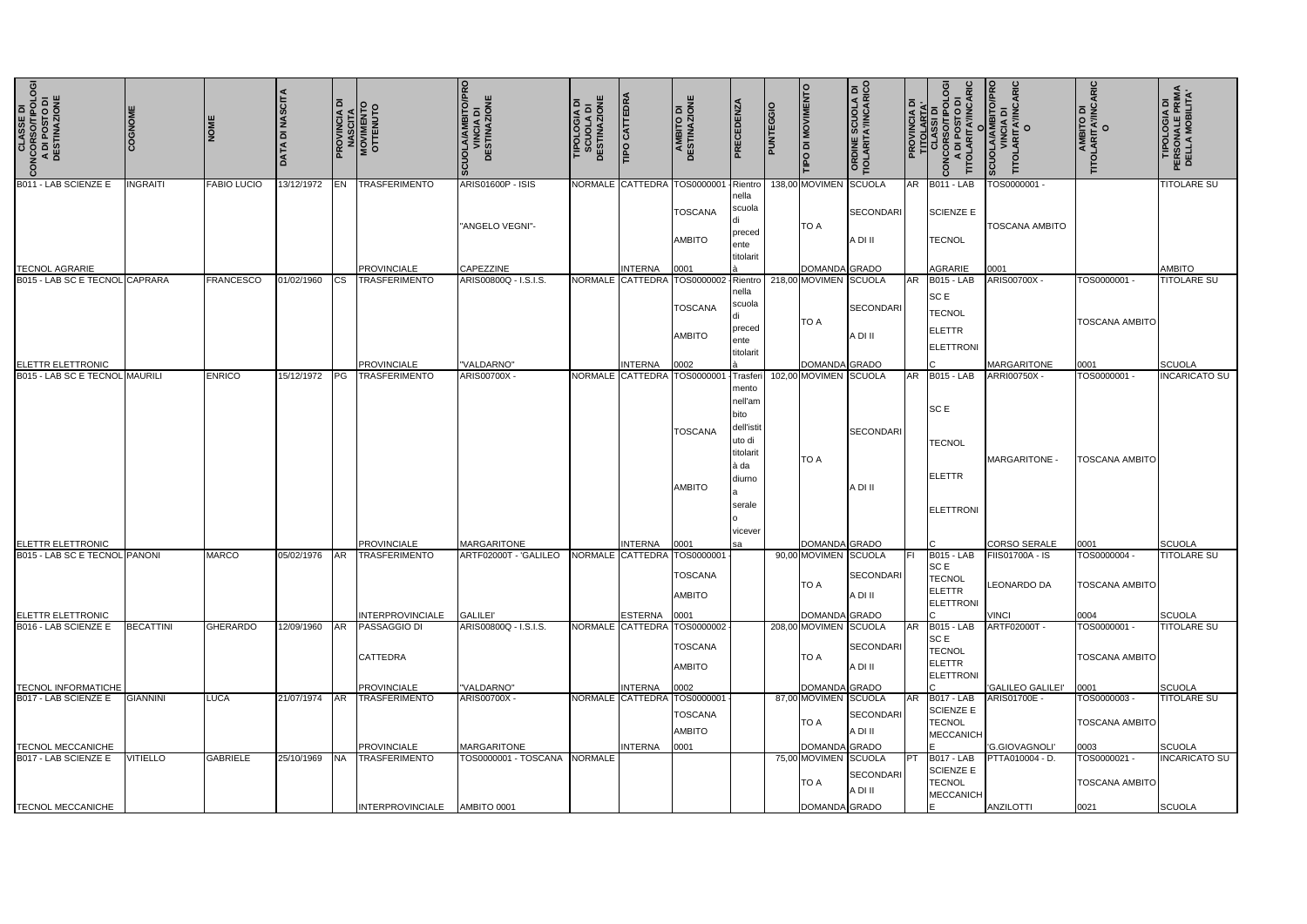| CLASSE DI CONCORSO/TIPOLOGIA DI POSTO DI DESTINAZIONE | COGNOME | NOME | DATA DI NASCITA | PROVINCIA DI NASCITA | MOVIMENTO OTTENUTO | SCUOLA/AMBITO/PROVINCIA DI DESTINAZIONE | TIPOLOGIA DI SCUOLA DI DESTINAZIONE | TIPO CATTEDRA | AMBITO DI DESTINAZIONE | PRECEDENZA | PUNTEGGIO | TIPO DI MOVIMENTO | ORDINE SCUOLA DI TITOLARITA'/INCARICO | PROVINCIA DI TITOLARTA' | CLASSI DI CONCORSO/TIPOLOGIA DI POSTO DI TITOLARITA'/INCARICO | SCUOLA/AMBITO/PROVINCIA DI TITOLARITA'/INCARICO | AMBITO DI TITOLARITA'/INCARICO | TIPOLOGIA DI PERSONALE PRIMA DELLA MOBILITA' |
|---|---|---|---|---|---|---|---|---|---|---|---|---|---|---|---|---|---|---|
| B011 - LAB SCIENZE E TECNOL AGRARIE | INGRAITI | FABIO LUCIO | 13/12/1972 | EN | TRASFERIMENTO PROVINCIALE | ARIS01600P - ISIS "ANGELO VEGNI"- CAPEZZINE | NORMALE | CATTEDRA INTERNA | TOS0000001 - TOSCANA AMBITO 0001 | Rientro nella scuola di precedente titolarità | 138,00 | MOVIMENTO A DOMANDA | SCUOLA SECONDARIA DI II GRADO | AR | B011 - LAB SCIENZE E TECNOL AGRARIE | TOS0000001 - TOSCANA AMBITO 0001 | | TITOLARE SU AMBITO |
| B015 - LAB SC E TECNOL ELETTR ELETTRONIC | CAPRARA | FRANCESCO | 01/02/1960 | CS | TRASFERIMENTO PROVINCIALE | ARIS00800Q - I.S.I.S. "VALDARNO" | NORMALE | CATTEDRA INTERNA | TOS0000002 - TOSCANA AMBITO 0002 | Rientro nella scuola di precedente titolarità | 218,00 | MOVIMENTO A DOMANDA | SCUOLA SECONDARIA DI II GRADO | AR | B015 - LAB SC E TECNOL ELETTR ELETTRONIC | ARIS00700X - MARGARITONE | TOS0000001 - TOSCANA AMBITO 0001 | TITOLARE SU SCUOLA |
| B015 - LAB SC E TECNOL ELETTR ELETTRONIC | MAURILI | ENRICO | 15/12/1972 | PG | TRASFERIMENTO PROVINCIALE | ARIS00700X - MARGARITONE | NORMALE | CATTEDRA INTERNA | TOS0000001 - TOSCANA AMBITO 0001 | Trasferimento nell'ambito dell'istituto di titolarità da diurno a serale o viceversa | 102,00 | MOVIMENTO A DOMANDA | SCUOLA SECONDARIA DI II GRADO | AR | B015 - LAB SC E TECNOL ELETTR ELETTRONIC | ARRI00750X - MARGARITONE - CORSO SERALE | TOS0000001 - TOSCANA AMBITO 0001 | INCARICATO SU SCUOLA |
| B015 - LAB SC E TECNOL ELETTR ELETTRONIC | PANONI | MARCO | 05/02/1976 | AR | TRASFERIMENTO INTERPROVINCIALE | ARTF02000T - 'GALILEO GALILEI' | NORMALE | CATTEDRA ESTERNA | TOS0000001 - TOSCANA AMBITO 0001 | | 90,00 | MOVIMENTO A DOMANDA | SCUOLA SECONDARIA DI II GRADO | FI | B015 - LAB SC E TECNOL ELETTR ELETTRONIC | FIIS01700A - IS LEONARDO DA VINCI | TOS0000004 - TOSCANA AMBITO 0004 | TITOLARE SU SCUOLA |
| B016 - LAB SCIENZE E TECNOL INFORMATICHE | BECATTINI | GHERARDO | 12/09/1960 | AR | PASSAGGIO DI CATTEDRA PROVINCIALE | ARIS00800Q - I.S.I.S. "VALDARNO" | NORMALE | CATTEDRA INTERNA | TOS0000002 - TOSCANA AMBITO 0002 | | 208,00 | MOVIMENTO A DOMANDA | SCUOLA SECONDARIA DI II GRADO | AR | B015 - LAB SC E TECNOL ELETTR ELETTRONIC | ARTF02000T - 'GALILEO GALILEI' | TOS0000001 - TOSCANA AMBITO 0001 | TITOLARE SU SCUOLA |
| B017 - LAB SCIENZE E TECNOL MECCANICHE | GIANNINI | LUCA | 21/07/1974 | AR | TRASFERIMENTO PROVINCIALE | ARIS00700X - MARGARITONE | NORMALE | CATTEDRA INTERNA | TOS0000001 - TOSCANA AMBITO 0001 | | 87,00 | MOVIMENTO A DOMANDA | SCUOLA SECONDARIA DI II GRADO | AR | B017 - LAB SCIENZE E TECNOL MECCANICHE | ARIS01700E - 'G.GIOVAGNOLI' | TOS0000003 - TOSCANA AMBITO 0003 | TITOLARE SU SCUOLA |
| B017 - LAB SCIENZE E TECNOL MECCANICHE | VITIELLO | GABRIELE | 25/10/1969 | NA | TRASFERIMENTO INTERPROVINCIALE | TOS0000001 - TOSCANA AMBITO 0001 | NORMALE | | | | 75,00 | MOVIMENTO A DOMANDA | SCUOLA SECONDARIA DI II GRADO | PT | B017 - LAB SCIENZE E TECNOL MECCANICHE | PTTA010004 - D. ANZILOTTI | TOS0000021 - TOSCANA AMBITO 0021 | INCARICATO SU SCUOLA |